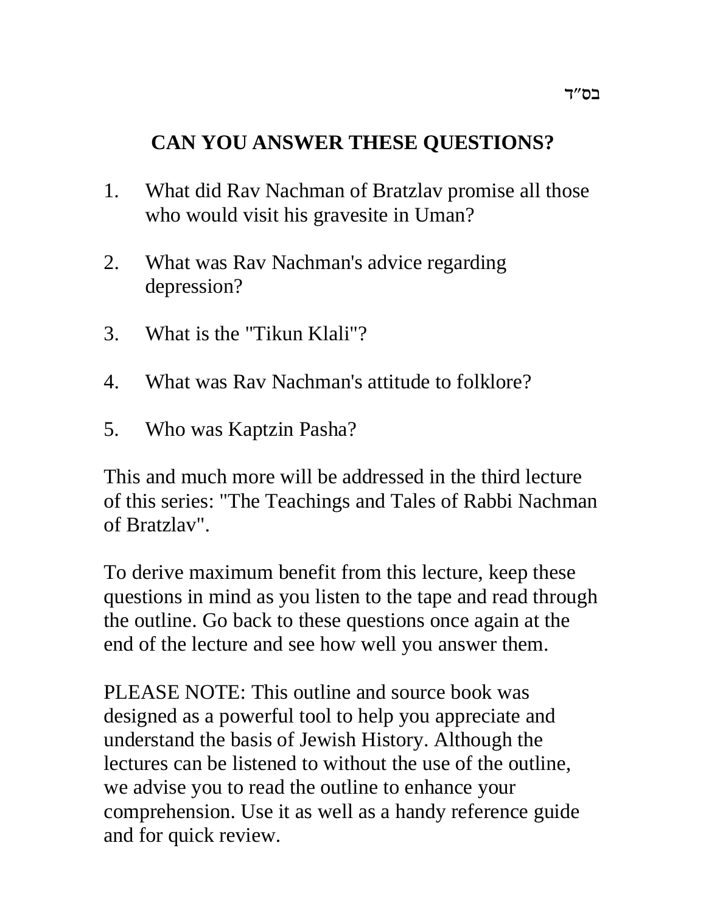בס"ד

## CAN YOU ANSWER THESE QUESTIONS?

1. What did Rav Nachman of Bratzlav promise all those who would visit his gravesite in Uman?

2. What was Rav Nachman's advice regarding depression?

3. What is the "Tikun Klali"?

4. What was Rav Nachman's attitude to folklore?

5. Who was Kaptzin Pasha?

This and much more will be addressed in the third lecture of this series: "The Teachings and Tales of Rabbi Nachman of Bratzlav".

To derive maximum benefit from this lecture, keep these questions in mind as you listen to the tape and read through the outline. Go back to these questions once again at the end of the lecture and see how well you answer them.

PLEASE NOTE: This outline and source book was designed as a powerful tool to help you appreciate and understand the basis of Jewish History. Although the lectures can be listened to without the use of the outline, we advise you to read the outline to enhance your comprehension. Use it as well as a handy reference guide and for quick review.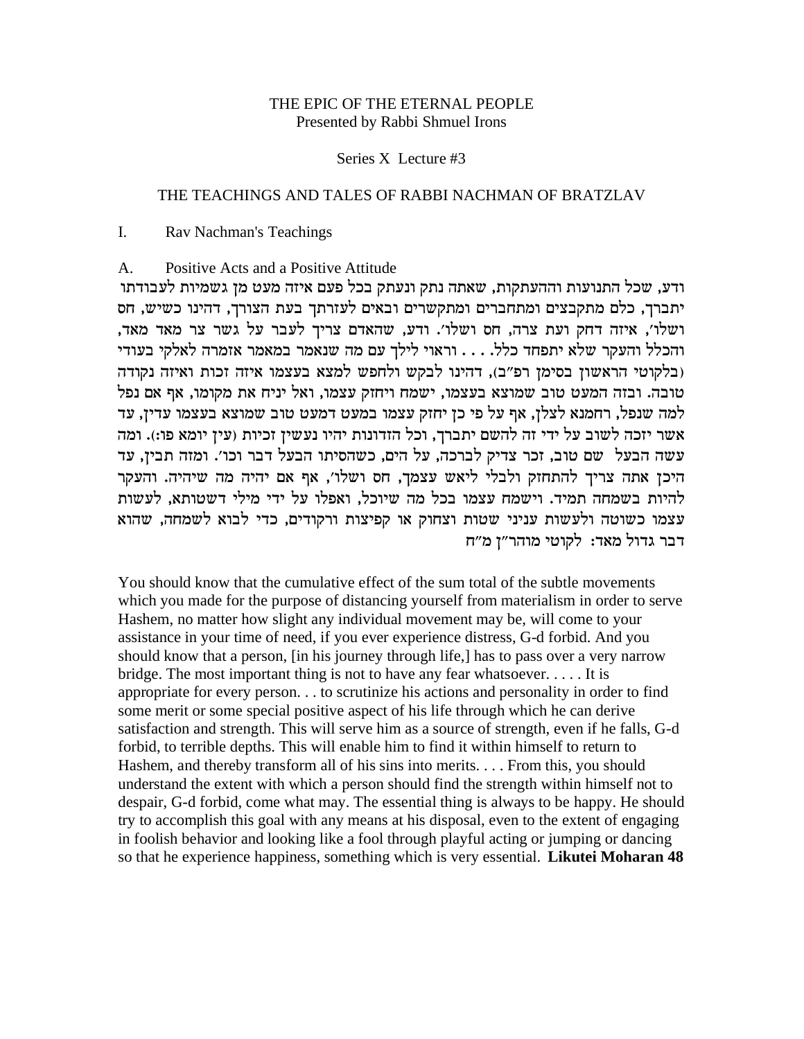THE EPIC OF THE ETERNAL PEOPLE
Presented by Rabbi Shmuel Irons

Series X Lecture #3

THE TEACHINGS AND TALES OF RABBI NACHMAN OF BRATZLAV

I. Rav Nachman's Teachings

A. Positive Acts and a Positive Attitude

ודע, שכל התנועות וההעתקות, שאתה נתק ונעתק בכל פעם איזה מעט מן גשמיות לעבודתו יתברך, כלם מתקבצים ומתחברים ומתקשרים ובאים לעזרתך בעת הצורך, דהינו כשיש, חס ושלו', איזה דחק ועת צרה, חס ושלו'. ודע, שהאדם צריך לעבר על גשר צר מאד מאד, והכלל והעקר שלא יתפחד כלל. . . . וראוי לילך עם מה שנאמר במאמר אזמרה לאלקי בעודי (בלקוטי הראשון בסימן רפ"ב), דהינו לבקש ולחפש למצא בעצמו איזה זכות ואיזה נקודה טובה. ובזה המעט טוב שמוצא בעצמו, ישמח ויחזק עצמו, ואל יניח את מקומו, אף אם נפל למה שנפל, רחמנא לצלן, אף על פי כן יחזק עצמו במעט דמעט טוב שמוצא בעצמו עדין, עד אשר יזכה לשוב על ידי זה להשם יתברך, וכל הזדונות יהיו נעשין זכיות (עין יומא פו:). ומה עשה הבעל שם טוב, זכר צדיק לברכה, על הים, כשהסיתו הבעל דבר וכו'. ומזה תבין, עד היכן אתה צריך להתחזק ולבלי ליאש עצמך, חס ושלו', אף אם יהיה מה שיהיה. והעקר להיות בשמחה תמיד. וישמח עצמו בכל מה שיוכל, ואפלו על ידי מילי דשטותא, לעשות עצמו כשוטה ולעשות עניני שטות וצחוק או קפיצות ורקודים, כדי לבוא לשמחה, שהוא דבר גדול מאד: לקוטי מוהר"ן מ"ח

You should know that the cumulative effect of the sum total of the subtle movements which you made for the purpose of distancing yourself from materialism in order to serve Hashem, no matter how slight any individual movement may be, will come to your assistance in your time of need, if you ever experience distress, G-d forbid. And you should know that a person, [in his journey through life,] has to pass over a very narrow bridge. The most important thing is not to have any fear whatsoever. . . . . It is appropriate for every person. . . to scrutinize his actions and personality in order to find some merit or some special positive aspect of his life through which he can derive satisfaction and strength. This will serve him as a source of strength, even if he falls, G-d forbid, to terrible depths. This will enable him to find it within himself to return to Hashem, and thereby transform all of his sins into merits. . . . From this, you should understand the extent with which a person should find the strength within himself not to despair, G-d forbid, come what may. The essential thing is always to be happy. He should try to accomplish this goal with any means at his disposal, even to the extent of engaging in foolish behavior and looking like a fool through playful acting or jumping or dancing so that he experience happiness, something which is very essential. **Likutei Moharan 48**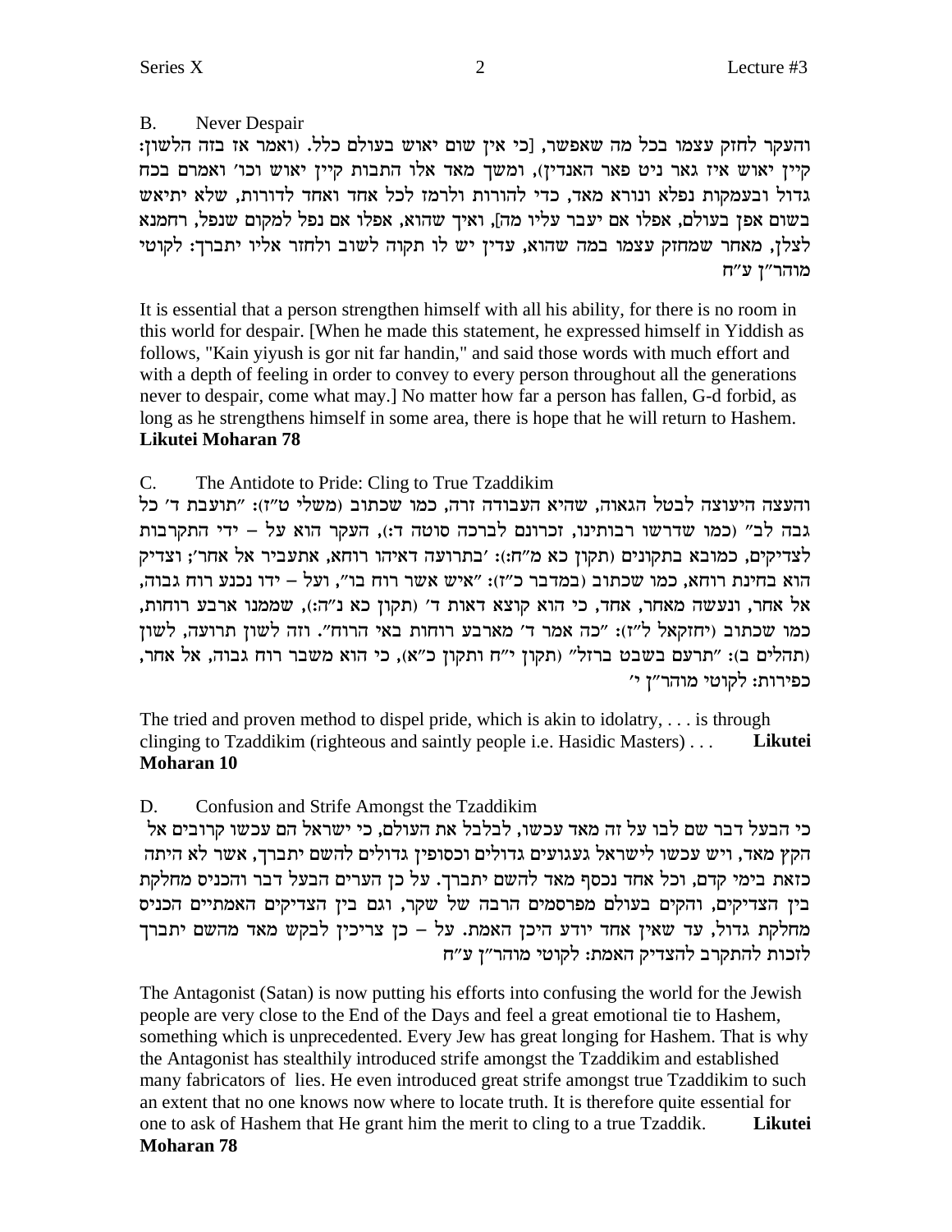B. Never Despair

והעקר לחזק עצמו בכל מה שאפשר, [כי אין שום יאוש בעולם כלל. (ואמר אז בזה הלשון: קיין יאוש איז גאר ניט פאר האנדין), ומשך מאד אלו התבות קיין יאוש וכו' ואמרם בכח גדול ובעמקות נפלא ונורא מאד, כדי להורות ולרמז לכל אחד ואחד לדורות, שלא יתיאש בשום אפן בעולם, אפלו אם יעבר עליו מה], ואיך שהוא, אפלו אם נפל למקום שנפל, רחמנא לצלן, מאחר שמחזק עצמו במה שהוא, עדין יש לו תקוה לשוב ולחזר אליו יתברך: לקוטי מוהר"ן ע"ח

It is essential that a person strengthen himself with all his ability, for there is no room in this world for despair. [When he made this statement, he expressed himself in Yiddish as follows, "Kain yiyush is gor nit far handin," and said those words with much effort and with a depth of feeling in order to convey to every person throughout all the generations never to despair, come what may.] No matter how far a person has fallen, G-d forbid, as long as he strengthens himself in some area, there is hope that he will return to Hashem. **Likutei Moharan 78**

C. The Antidote to Pride: Cling to True Tzaddikim

והעצה היעוצה לבטל הגאוה, שהיא העבודה זרה, כמו שכתוב (משלי ט"ז): "תועבת ד' כל גבה לב" (כמו שדרשו רבותינו, זכרונם לברכה סוטה ד:), העקר הוא על – ידי התקרבות לצדיקים, כמובא בתקונים (תקון כא מ"ח:): 'בתרועה דאיהו רוחא, אתעביר אל אחר'; וצדיק הוא בחינת רוחא, כמו שכתוב (במדבר כ"ז): "איש אשר רוח בו", ועל – ידו נכנע רוח גבוה, אל אחר, ונעשה מאחר, אחד, כי הוא קוצא דאות ד' (תקון כא נ"ה:), שממנו ארבע רוחות, כמו שכתוב (יחזקאל ל"ז): "כה אמר ד' מארבע רוחות באי הרוח". וזה לשון תרועה, לשון (תהלים ב): "תרעם בשבט ברזל" (תקון י"ח ותקון כ"א), כי הוא משבר רוח גבוה, אל אחר, כפירות: לקוטי מוהר"ן י'

The tried and proven method to dispel pride, which is akin to idolatry, . . . is through clinging to Tzaddikim (righteous and saintly people i.e. Hasidic Masters) . . . **Likutei Moharan 10**

D. Confusion and Strife Amongst the Tzaddikim

כי הבעל דבר שם לבו על זה מאד עכשו, לבלבל את העולם, כי ישראל הם עכשו קרובים אל הקץ מאד, ויש עכשו לישראל געגועים גדולים וכסופין גדולים להשם יתברך, אשר לא היתה כזאת בימי קדם, וכל אחד נכסף מאד להשם יתברך. על כן הערים הבעל דבר והכניס מחלקת בין הצדיקים, והקים בעולם מפרסמים הרבה של שקר, וגם בין הצדיקים האמתיים הכניס מחלקת גדול, עד שאין אחד יודע היכן האמת. על – כן צריכין לבקש מאד מהשם יתברך לזכות להתקרב להצדיק האמת: לקוטי מוהר"ן ע"ח

The Antagonist (Satan) is now putting his efforts into confusing the world for the Jewish people are very close to the End of the Days and feel a great emotional tie to Hashem, something which is unprecedented. Every Jew has great longing for Hashem. That is why the Antagonist has stealthily introduced strife amongst the Tzaddikim and established many fabricators of lies. He even introduced great strife amongst true Tzaddikim to such an extent that no one knows now where to locate truth. It is therefore quite essential for one to ask of Hashem that He grant him the merit to cling to a true Tzaddik. **Likutei Moharan 78**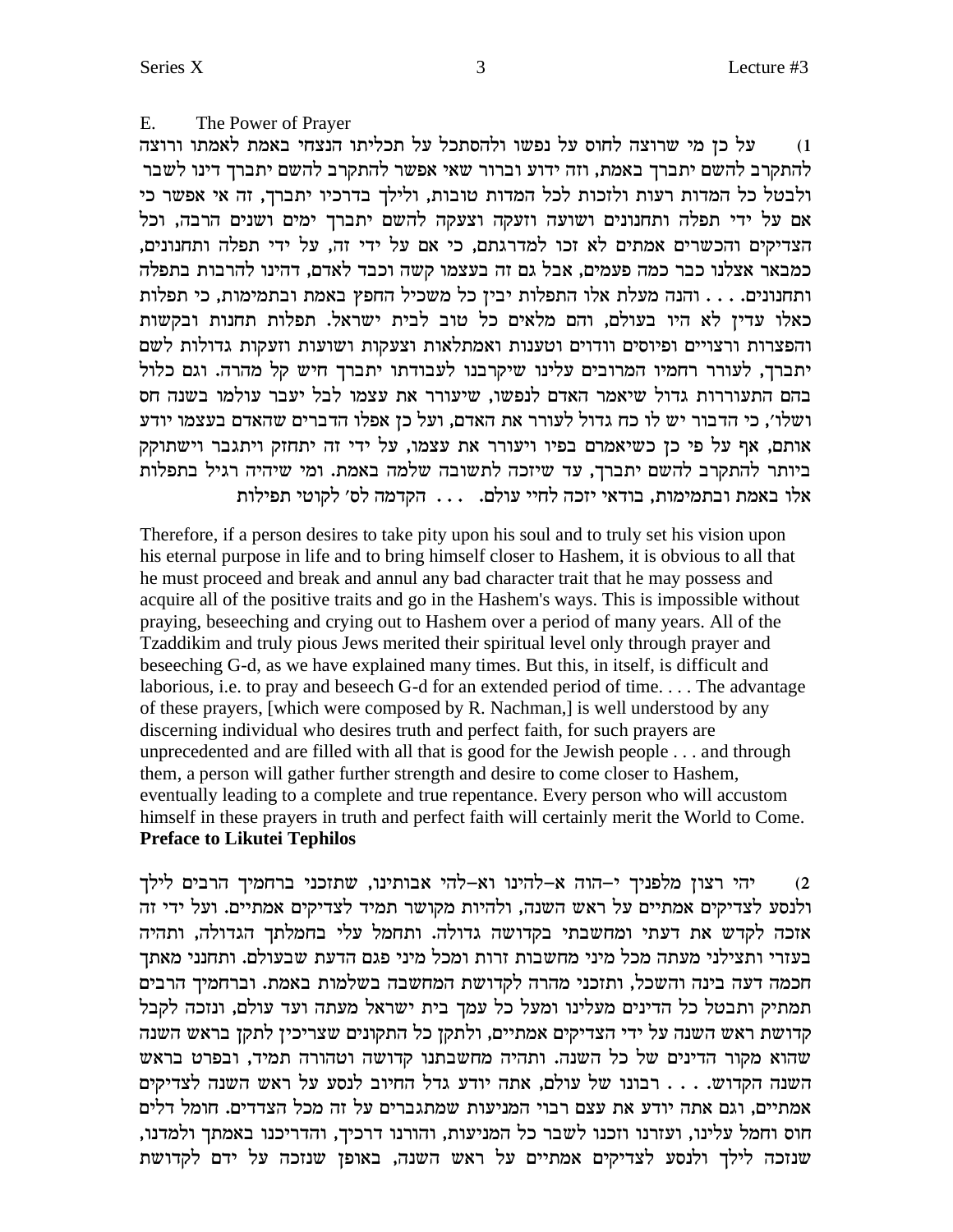E. The Power of Prayer

1) על כן מי שרוצה לחוס על נפשו ולהסתכל על תכליתו הנצחי באמת לאמתו ורוצה להתקרב להשם יתברך באמת, וזה ידוע וברור שאי אפשר להתקרב להשם יתברך דינו לשבר ולבטל כל המדות רעות ולזכות לכל המדות טובות, ולילך בדרכיו יתברך, זה אי אפשר כי אם על ידי תפלה ותחנונים ושועה וזעקה וצעקה להשם יתברך ימים ושנים הרבה, וכל הצדיקים והכשרים אמתים לא זכו למדרגתם, כי אם על ידי זה, על ידי תפלה ותחנונים, כמבאר אצלנו כבר כמה פעמים, אבל גם זה בעצמו קשה וכבד לאדם, דהינו להרבות בתפלה ותחנונים. . . . והנה מעלת אלו התפלות יבין כל משכיל החפץ באמת ובתמימות, כי תפלות כאלו עדין לא היו בעולם, והם מלאים כל טוב לבית ישראל. תפלות תחנות ובקשות והפצרות ורצויים ופיוסים ודוים וטענות ואמתלאות וצעקות ושועות וזעקות גדולות לשם יתברך, לעורר רחמיו המרובים עלינו שיקרבנו לעבודתו יתברך חיש קל מהרה. וגם כלול בהם התעוררות גדול שיאמר האדם לנפשו, שיעורר את עצמו לבל יעבר עולמו בשנה חס ושלו', כי הדבור יש לו כח גדול לעורר את האדם, ועל כן אפלו הדברים שהאדם בעצמו יודע אותם, אף על פי כן כשיאמרם בפיו ויעורר את עצמו, על ידי זה יתחזק ויתגבר וישתוקק ביותר להתקרב להשם יתברך, עד שיזכה לתשובה שלמה באמת. ומי שיהיה רגיל בתפלות אלו באמת ובתמימות, בודאי יזכה לחיי עולם. . . . הקדמה לס' לקוטי תפילות

Therefore, if a person desires to take pity upon his soul and to truly set his vision upon his eternal purpose in life and to bring himself closer to Hashem, it is obvious to all that he must proceed and break and annul any bad character trait that he may possess and acquire all of the positive traits and go in the Hashem's ways. This is impossible without praying, beseeching and crying out to Hashem over a period of many years. All of the Tzaddikim and truly pious Jews merited their spiritual level only through prayer and beseeching G-d, as we have explained many times. But this, in itself, is difficult and laborious, i.e. to pray and beseech G-d for an extended period of time. . . . The advantage of these prayers, [which were composed by R. Nachman,] is well understood by any discerning individual who desires truth and perfect faith, for such prayers are unprecedented and are filled with all that is good for the Jewish people . . . and through them, a person will gather further strength and desire to come closer to Hashem, eventually leading to a complete and true repentance. Every person who will accustom himself in these prayers in truth and perfect faith will certainly merit the World to Come.
**Preface to Likutei Tephilos**

2) יהי רצון מלפניך י–הוה א–להינו וא–להי אבותינו, שתזכני ברחמיך הרבים לילך ולנסע לצדיקים אמתיים על ראש השנה, ולהיות מקושר תמיד לצדיקים אמתיים. ועל ידי זה אזכה לקדש את דעתי ומחשבתי בקדושה גדולה. ותחמל עלי בחמלתך הגדולה, ותהיה בעזרי ותצילני מעתה מכל מיני מחשבות זרות ומכל מיני פגם הדעת שבעולם. ותחנני מאתך חכמה דעה בינה והשכל, ותזכני מהרה לקדושת המחשבה בשלמות באמת. וברחמיך הרבים תמתיק ותבטל כל הדינים מעלינו ומעל כל עמך בית ישראל מעתה ועד עולם, ונזכה לקבל קדושת ראש השנה על ידי הצדיקים אמתיים, ולתקן כל התקונים שצריכין לתקן בראש השנה שהוא מקור הדינים של כל השנה. ותהיה מחשבתנו קדושה וטהורה תמיד, ובפרט בראש השנה הקדוש. . . . רבונו של עולם, אתה יודע גדל החיוב לנסע על ראש השנה לצדיקים אמתיים, וגם אתה יודע את עצם רבוי המניעות שמתגברים על זה מכל הצדדים. חומל דלים חוס וחמל עלינו, ועזרנו וזכנו לשבר כל המניעות, והורנו דרכיך, והדריכנו באמתך ולמדנו, שנזכה לילך ולנסע לצדיקים אמתיים על ראש השנה, באופן שנזכה על ידם לקדושת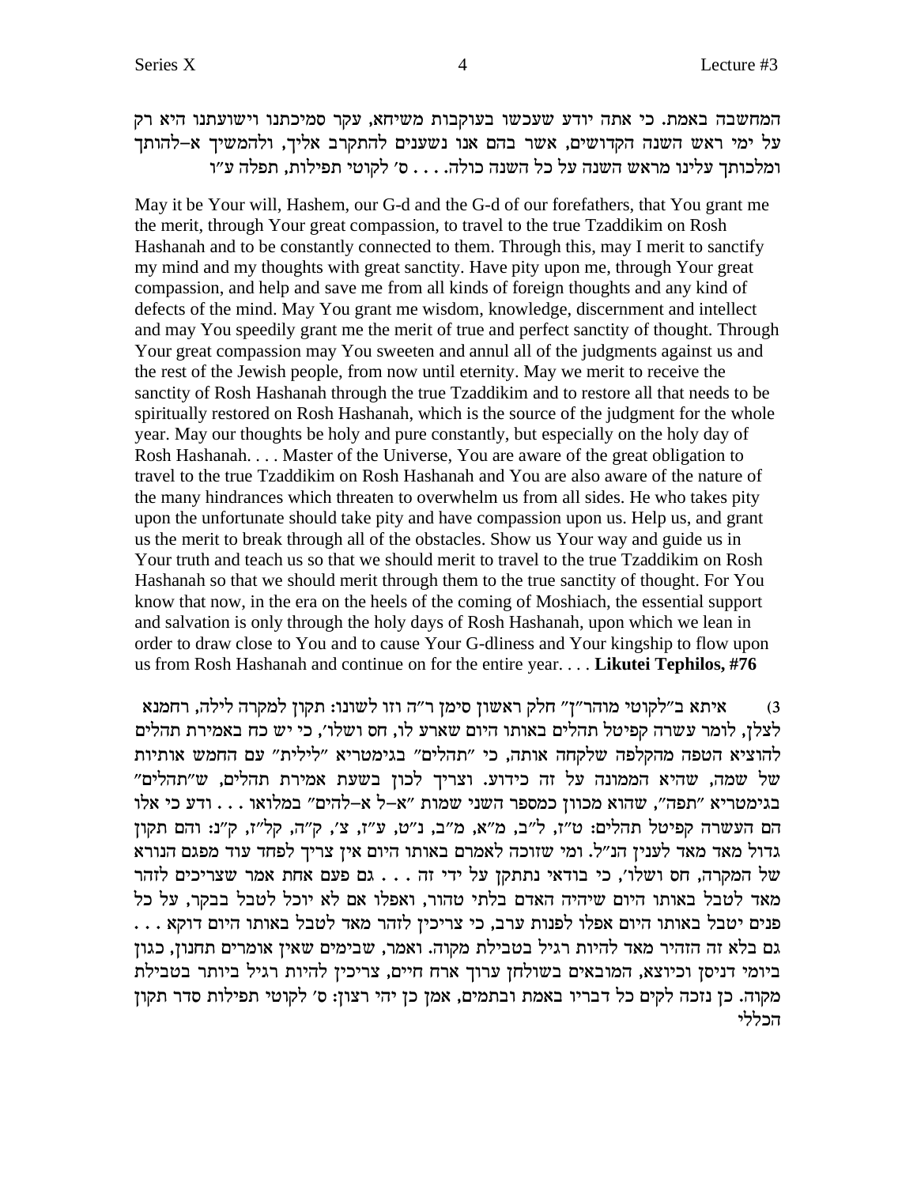המחשבה באמת. כי אתה יודע שעכשו בעוקבות משיחא, עקר סמיכתנו וישועתנו היא רק על ימי ראש השנה הקדושים, אשר בהם אנו נשענים להתקרב אליך, ולהמשיך א–להותך ומלכותך עלינו מראש השנה על כל השנה כולה. . . . ס' לקוטי תפילות, תפלה ע"ו

May it be Your will, Hashem, our G-d and the G-d of our forefathers, that You grant me the merit, through Your great compassion, to travel to the true Tzaddikim on Rosh Hashanah and to be constantly connected to them. Through this, may I merit to sanctify my mind and my thoughts with great sanctity. Have pity upon me, through Your great compassion, and help and save me from all kinds of foreign thoughts and any kind of defects of the mind. May You grant me wisdom, knowledge, discernment and intellect and may You speedily grant me the merit of true and perfect sanctity of thought. Through Your great compassion may You sweeten and annul all of the judgments against us and the rest of the Jewish people, from now until eternity. May we merit to receive the sanctity of Rosh Hashanah through the true Tzaddikim and to restore all that needs to be spiritually restored on Rosh Hashanah, which is the source of the judgment for the whole year. May our thoughts be holy and pure constantly, but especially on the holy day of Rosh Hashanah. . . . Master of the Universe, You are aware of the great obligation to travel to the true Tzaddikim on Rosh Hashanah and You are also aware of the nature of the many hindrances which threaten to overwhelm us from all sides. He who takes pity upon the unfortunate should take pity and have compassion upon us. Help us, and grant us the merit to break through all of the obstacles. Show us Your way and guide us in Your truth and teach us so that we should merit to travel to the true Tzaddikim on Rosh Hashanah so that we should merit through them to the true sanctity of thought. For You know that now, in the era on the heels of the coming of Moshiach, the essential support and salvation is only through the holy days of Rosh Hashanah, upon which we lean in order to draw close to You and to cause Your G-dliness and Your kingship to flow upon us from Rosh Hashanah and continue on for the entire year. . . . **Likutei Tephilos, #76**

3) איתא ב"לקוטי מוהר"ן" חלק ראשון סימן ר"ה וזו לשונו: תקון למקרה לילה, רחמנא לצלן, לומר עשרה קפיטל תהלים באותו היום שארע לו, חס ושלו', כי יש כח באמירת תהלים להוציא הטפה מהקלפה שלקחה אותה, כי "תהלים" בגימטריא "לילית" עם החמש אותיות של שמה, שהיא הממנה על זה כידוע. וצריך לכון בשעת אמירת תהלים, ש"תהלים" בגימטריא "תפה", שהוא מכוון כמספר השני שמות "א–ל א–להים" במלואו . . . ודע כי אלו הם העשרה קפיטל תהלים: ט"ז, ל"ב, מ"א, מ"ב, נ"ט, ע"ז, צ', ק"ה, קל"ז, ק"נ: והם תקון גדול מאד מאד לענין הנ"ל. ומי שזוכה לאמרם באותו היום אין צריך לפחד עוד מפגם הנורא של המקרה, חס ושלו', כי בודאי נתתקן על ידי זה . . . גם פעם אחת אמר שצריכים לזהר מאד לטבל באותו היום שיהיה האדם בלתי טהור, ואפלו אם לא יוכל לטבל בבקר, על כל פנים יטבל באותו היום אפלו לפנות ערב, כי צריכין לזהר מאד לטבל באותו היום דוקא . . . גם בלא זה הזהיר מאד להיות רגיל בטבילת מקוה. ואמר, שבימים שאין אומרים תחנון, כגון ביומי דניסן וכיוצא, המובאים בשולחן ערוך ארח חיים, צריכין להיות רגיל ביותר בטבילת מקוה. כן נזכה לקים כל דבריו באמת ובתמים, אמן כן יהי רצון: ס' לקוטי תפילות סדר תקון הכללי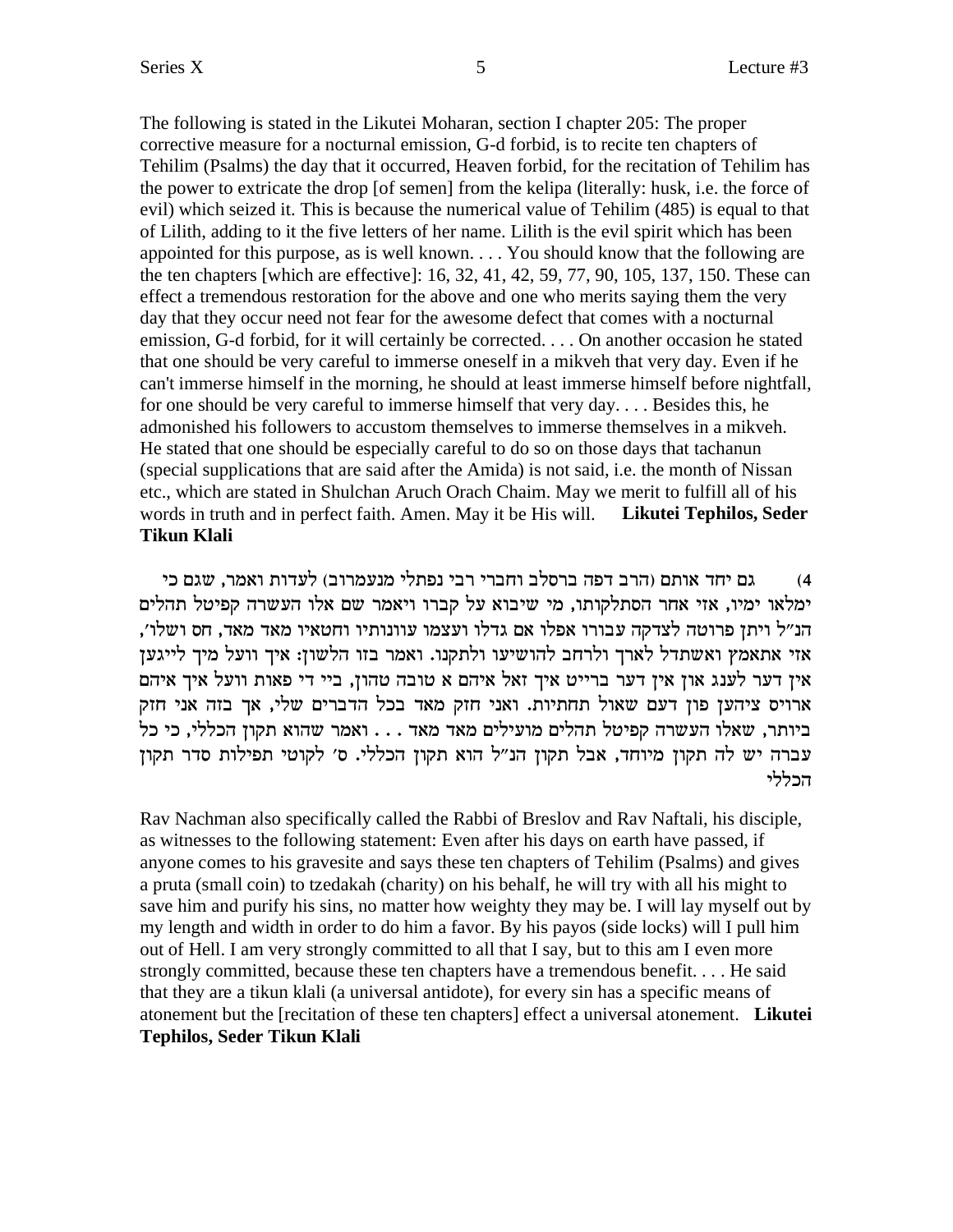The following is stated in the Likutei Moharan, section I chapter 205: The proper corrective measure for a nocturnal emission, G-d forbid, is to recite ten chapters of Tehilim (Psalms) the day that it occurred, Heaven forbid, for the recitation of Tehilim has the power to extricate the drop [of semen] from the kelipa (literally: husk, i.e. the force of evil) which seized it. This is because the numerical value of Tehilim (485) is equal to that of Lilith, adding to it the five letters of her name. Lilith is the evil spirit which has been appointed for this purpose, as is well known. . . . You should know that the following are the ten chapters [which are effective]: 16, 32, 41, 42, 59, 77, 90, 105, 137, 150. These can effect a tremendous restoration for the above and one who merits saying them the very day that they occur need not fear for the awesome defect that comes with a nocturnal emission, G-d forbid, for it will certainly be corrected. . . . On another occasion he stated that one should be very careful to immerse oneself in a mikveh that very day. Even if he can't immerse himself in the morning, he should at least immerse himself before nightfall, for one should be very careful to immerse himself that very day. . . . Besides this, he admonished his followers to accustom themselves to immerse themselves in a mikveh. He stated that one should be especially careful to do so on those days that tachanun (special supplications that are said after the Amida) is not said, i.e. the month of Nissan etc., which are stated in Shulchan Aruch Orach Chaim. May we merit to fulfill all of his words in truth and in perfect faith. Amen. May it be His will. **Likutei Tephilos, Seder Tikun Klali**

4) גם יחד אותם (הרב דפה ברסלב וחברי רבי נפתלי מנעמרוב) לעדות ואמר, שגם כי ימלאו ימיו, אזי אחר הסתלקותו, מי שיבוא על קברו ויאמר שם אלו העשרה קפיטל תהלים הנ"ל ויתן פרוטה לצדקה עבורו אפלו אם גדלו ועצמו עוונותיו וחטאיו מאד מאד, חס ושלו', אזי אתאמץ ואשתדל לארך ולרחב להושיעו ולתקנו. ואמר בזו הלשון: איך וועל מיך לייגען אין דער לענג און אין דער ברייט איך זאל איהם א טובה טהון, ביי די פאות וועל איך איהם ארויס ציהען פון דעם שאול תחתיות. ואני חזק מאד בכל הדברים שלי, אך בזה אני חזק ביותר, שאלו העשרה קפיטל תהלים מועילים מאד מאד . . . ואמר שהוא תקון הכללי, כי כל עברה יש לה תקון מיוחד, אבל תקון הנ"ל הוא תקון הכללי. ס' לקוטי תפילות סדר תקון הכללי

Rav Nachman also specifically called the Rabbi of Breslov and Rav Naftali, his disciple, as witnesses to the following statement: Even after his days on earth have passed, if anyone comes to his gravesite and says these ten chapters of Tehilim (Psalms) and gives a pruta (small coin) to tzedakah (charity) on his behalf, he will try with all his might to save him and purify his sins, no matter how weighty they may be. I will lay myself out by my length and width in order to do him a favor. By his payos (side locks) will I pull him out of Hell. I am very strongly committed to all that I say, but to this am I even more strongly committed, because these ten chapters have a tremendous benefit. . . . He said that they are a tikun klali (a universal antidote), for every sin has a specific means of atonement but the [recitation of these ten chapters] effect a universal atonement. **Likutei Tephilos, Seder Tikun Klali**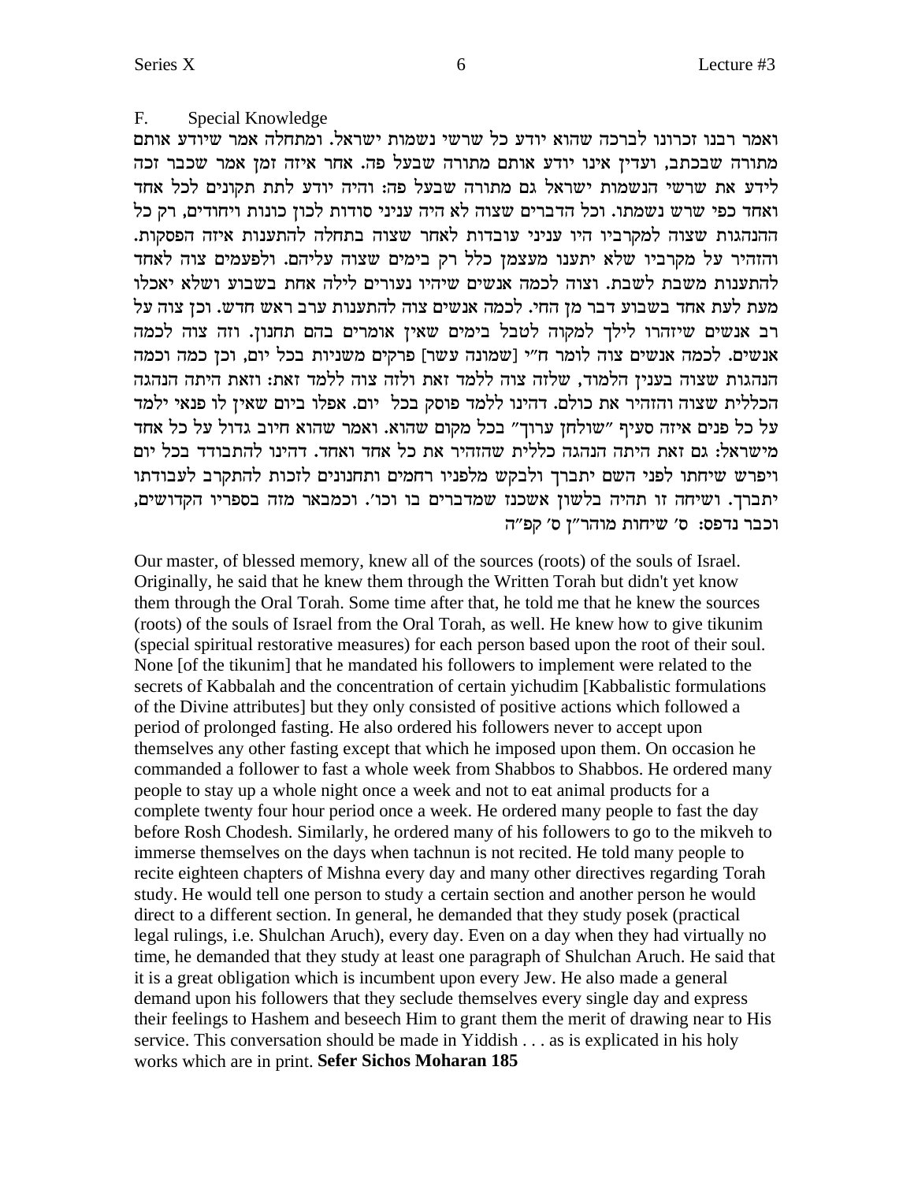## F. Special Knowledge

ואמר רבנו זכרונו לברכה שהוא יודע כל שרשי נשמות ישראל. ומתחלה אמר שיודע אותם מתורה שבכתב, ועדין אינו יודע אותם מתורה שבעל פה. אחר איזה זמן אמר שכבר זכה לידע את שרשי הנשמות ישראל גם מתורה שבעל פה: והיה יודע לתת תקונים לכל אחד ואחד כפי שרש נשמתו. וכל הדברים שצוה לא היה עניני סודות לכון כונות ויחודים, רק כל ההנהגות שצוה למקרביו היו עניני עובדות לאחר שצוה בתחלה להתענות איזה הפסקות. והזהיר על מקרביו שלא יתענו מעצמן כלל רק בימים שצוה עליהם. ולפעמים צוה לאחד להתענות משבת לשבת. וצוה לכמה אנשים שיהיו נעורים לילה אחת בשבוע ושלא יאכלו מעת לעת אחד בשבוע דבר מן החי. לכמה אנשים צוה להתענות ערב ראש חדש. וכן צוה על רב אנשים שיזהרו לילך למקוה לטבל בימים שאין אומרים בהם תחנון. וזה צוה לכמה אנשים. לכמה אנשים צוה לומר ח"י [שמונה עשר] פרקים משניות בכל יום, וכן כמה וכמה הנהגות שצוה בענין הלמוד, שלזה צוה ללמד זאת ולזה צוה ללמד זאת: וזאת היתה הנהגה הכללית שצוה והזהיר את כולם. דהינו ללמד פוסק בכל יום. אפלו ביום שאין לו פנאי ילמד על כל פנים איזה סעיף "שולחן ערוך" בכל מקום שהוא. ואמר שהוא חיוב גדול על כל אחד מישראל: גם זאת היתה הנהגה כללית שהזהיר את כל אחד ואחד. דהינו להתבודד בכל יום ויפרש שיחתו לפני השם יתברך ולבקש מלפניו רחמים ותחנונים לזכות להתקרב לעבודתו יתברך. ושיחה זו תהיה בלשון אשכנז שמדברים בו וכו'. וכמבאר מזה בספריו הקדושים, וכבר נדפס: ס' שיחות מוהר"ן ס' קפ"ה

Our master, of blessed memory, knew all of the sources (roots) of the souls of Israel. Originally, he said that he knew them through the Written Torah but didn't yet know them through the Oral Torah. Some time after that, he told me that he knew the sources (roots) of the souls of Israel from the Oral Torah, as well. He knew how to give tikunim (special spiritual restorative measures) for each person based upon the root of their soul. None [of the tikunim] that he mandated his followers to implement were related to the secrets of Kabbalah and the concentration of certain yichudim [Kabbalistic formulations of the Divine attributes] but they only consisted of positive actions which followed a period of prolonged fasting. He also ordered his followers never to accept upon themselves any other fasting except that which he imposed upon them. On occasion he commanded a follower to fast a whole week from Shabbos to Shabbos. He ordered many people to stay up a whole night once a week and not to eat animal products for a complete twenty four hour period once a week. He ordered many people to fast the day before Rosh Chodesh. Similarly, he ordered many of his followers to go to the mikveh to immerse themselves on the days when tachnun is not recited. He told many people to recite eighteen chapters of Mishna every day and many other directives regarding Torah study. He would tell one person to study a certain section and another person he would direct to a different section. In general, he demanded that they study posek (practical legal rulings, i.e. Shulchan Aruch), every day. Even on a day when they had virtually no time, he demanded that they study at least one paragraph of Shulchan Aruch. He said that it is a great obligation which is incumbent upon every Jew. He also made a general demand upon his followers that they seclude themselves every single day and express their feelings to Hashem and beseech Him to grant them the merit of drawing near to His service. This conversation should be made in Yiddish . . . as is explicated in his holy works which are in print. **Sefer Sichos Moharan 185**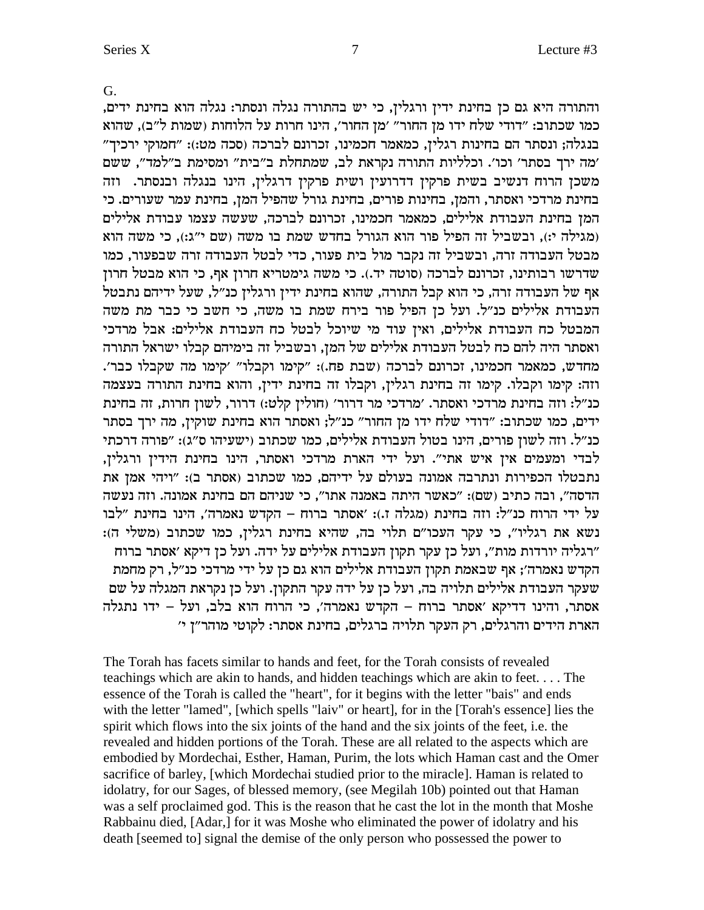G.

והתורה היא גם כן בחינת ידין ורגלין, כי יש בהתורה נגלה ונסתר: נגלה הוא בחינת ידים, כמו שכתוב: "דודי שלח ידו מן החור" 'מן החור', הינו חרות על הלוחות (שמות ל"ב), שהוא בנגלה; ונסתר הם בחינות רגלין, כמאמר חכמינו, זכרונם לברכה (סכה מט:): "חמוקי ירכיך" 'מה ירך בסתר' וכו'. וכלליות התורה נקראת לב, שמתחלת ב"בית" ומסימת ב"למד", ששם משכן הרוח דנשיב בשית פרקין דדרועין ושית פרקין דרגלין, הינו בנגלה ובנסתר. וזה בחינת מרדכי ואסתר, והמן, בחינות פורים, בחינת גורל שהפיל המן, בחינת עמר שעורים. כי המן בחינת העבודת אלילים, כמאמר חכמינו, זכרונם לברכה, שעשה עצמו עבודת אלילים (מגילה י:), ובשביל זה הפיל פור הוא הגורל בחדש שמת בו משה (שם י"ג:), כי משה הוא מבטל העבודה זרה, ובשביל זה נקבר מול בית פעור, כדי לבטל העבודה זרה שבפעור, כמו שדרשו רבותינו, זכרונם לברכה (סוטה יד.). כי משה גימטריא חרון אף, כי הוא מבטל חרון אף של העבודה זרה, כי הוא קבל התורה, שהוא בחינת ידין ורגלין כנ"ל, שעל ידיהם נתבטל העבודת אלילים כנ"ל. ועל כן הפיל פור בירח שמת בו משה, כי חשב כי כבר מת משה המבטל כח העבודת אלילים, ואין עוד מי שיוכל לבטל כח העבודת אלילים: אבל מרדכי ואסתר היה להם כח לבטל העבודת אלילים של המן, ובשביל זה בימיהם קבלו ישראל התורה מחדש, כמאמר חכמינו, זכרונם לברכה (שבת פח.): "קימו וקבלו" 'קימו מה שקבלו כבר'. וזה: קימו וקבלו. קימו זה בחינת רגלין, וקבלו זה בחינת ידין, והוא בחינת התורה בעצמה כנ"ל: וזה בחינת מרדכי ואסתר. 'מרדכי מר דרור' (חולין קלט:) דרור, לשון חרות, זה בחינת ידים, כמו שכתוב: "דודי שלח ידו מן החור" כנ"ל; ואסתר הוא בחינת שוקין, מה ירך בסתר כנ"ל. וזה לשון פורים, הינו בטול העבודת אלילים, כמו שכתוב (ישעיהו ס"ג): "פורה דרכתי לבדי ומעמים אין איש אתי". ועל ידי הארת מרדכי ואסתר, הינו בחינת הידין ורגלין, נתבטלו הכפירות ונתרבה אמונה בעולם על ידיהם, כמו שכתוב (אסתר ב): "ויהי אמן את הדסה", ובה כתיב (שם): "כאשר היתה באמנה אתו", כי שניהם הם בחינת אמונה. וזה נעשה על ידי הרוח כנ"ל: וזה בחינת (מגלה ז.): 'אסתר ברוח – הקדש נאמרה', הינו בחינת "לבו נשא את רגליו", כי עקר העכו"ם תלוי בה, שהיא בחינת רגלין, כמו שכתוב (משלי ה): "רגליה יורדות מות", ועל כן עקר תקון העבודת אלילים על ידה. ועל כן דיקא 'אסתר ברוח הקדש נאמרה'; אף שבאמת תקון העבודת אלילים הוא גם כן על ידי מרדכי כנ"ל, רק מחמת שעקר העבודת אלילים תלויה בה, ועל כן על ידה עקר התקון. ועל כן נקראת המגלה על שם אסתר, והינו דדיקא 'אסתר ברוח – הקדש נאמרה', כי הרוח הוא בלב, ועל – ידו נתגלה הארת הידים והרגלים, רק העקר תלויה ברגלים, בחינת אסתר: לקוטי מוהר"ן י'

The Torah has facets similar to hands and feet, for the Torah consists of revealed teachings which are akin to hands, and hidden teachings which are akin to feet. . . . The essence of the Torah is called the "heart", for it begins with the letter "bais" and ends with the letter "lamed", [which spells "laiv" or heart], for in the [Torah's essence] lies the spirit which flows into the six joints of the hand and the six joints of the feet, i.e. the revealed and hidden portions of the Torah. These are all related to the aspects which are embodied by Mordechai, Esther, Haman, Purim, the lots which Haman cast and the Omer sacrifice of barley, [which Mordechai studied prior to the miracle]. Haman is related to idolatry, for our Sages, of blessed memory, (see Megilah 10b) pointed out that Haman was a self proclaimed god. This is the reason that he cast the lot in the month that Moshe Rabbainu died, [Adar,] for it was Moshe who eliminated the power of idolatry and his death [seemed to] signal the demise of the only person who possessed the power to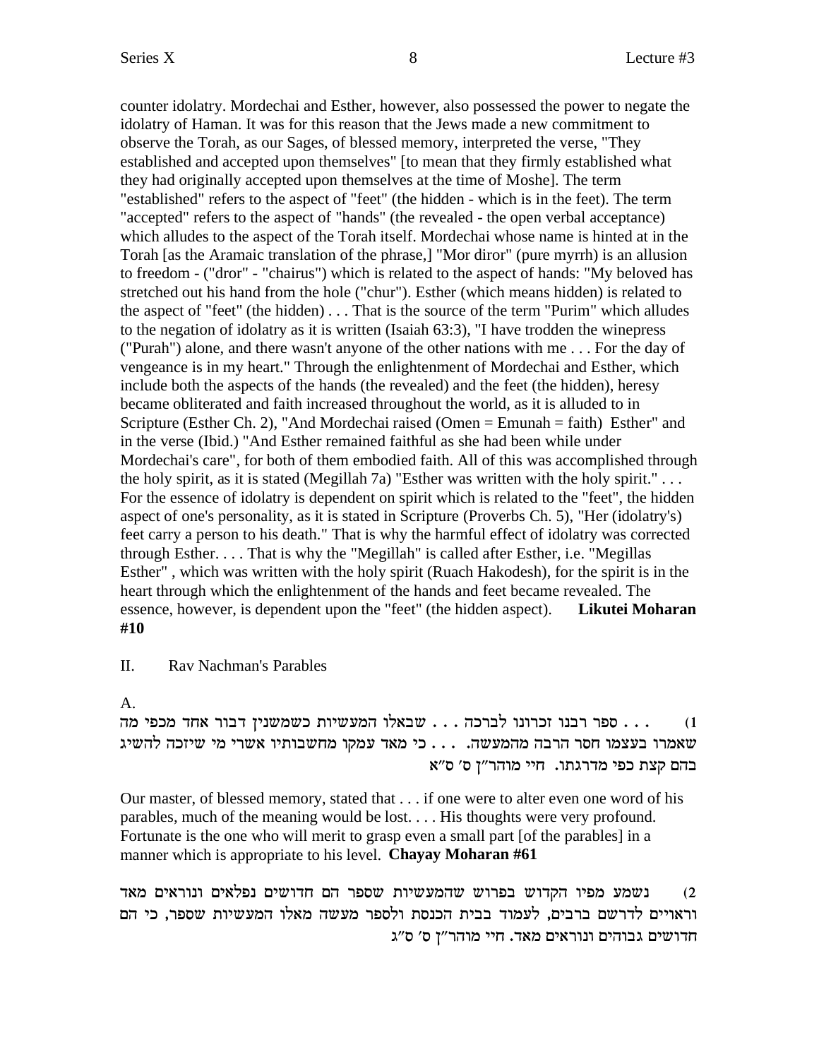counter idolatry. Mordechai and Esther, however, also possessed the power to negate the idolatry of Haman. It was for this reason that the Jews made a new commitment to observe the Torah, as our Sages, of blessed memory, interpreted the verse, "They established and accepted upon themselves" [to mean that they firmly established what they had originally accepted upon themselves at the time of Moshe]. The term "established" refers to the aspect of "feet" (the hidden - which is in the feet). The term "accepted" refers to the aspect of "hands" (the revealed - the open verbal acceptance) which alludes to the aspect of the Torah itself. Mordechai whose name is hinted at in the Torah [as the Aramaic translation of the phrase,] "Mor diror" (pure myrrh) is an allusion to freedom - ("dror" - "chairus") which is related to the aspect of hands: "My beloved has stretched out his hand from the hole ("chur"). Esther (which means hidden) is related to the aspect of "feet" (the hidden) . . . That is the source of the term "Purim" which alludes to the negation of idolatry as it is written (Isaiah 63:3), "I have trodden the winepress ("Purah") alone, and there wasn't anyone of the other nations with me . . . For the day of vengeance is in my heart." Through the enlightenment of Mordechai and Esther, which include both the aspects of the hands (the revealed) and the feet (the hidden), heresy became obliterated and faith increased throughout the world, as it is alluded to in Scripture (Esther Ch. 2), "And Mordechai raised (Omen = Emunah = faith) Esther" and in the verse (Ibid.) "And Esther remained faithful as she had been while under Mordechai's care", for both of them embodied faith. All of this was accomplished through the holy spirit, as it is stated (Megillah 7a) "Esther was written with the holy spirit." . . . For the essence of idolatry is dependent on spirit which is related to the "feet", the hidden aspect of one's personality, as it is stated in Scripture (Proverbs Ch. 5), "Her (idolatry's) feet carry a person to his death." That is why the harmful effect of idolatry was corrected through Esther. . . . That is why the "Megillah" is called after Esther, i.e. "Megillas Esther" , which was written with the holy spirit (Ruach Hakodesh), for the spirit is in the heart through which the enlightenment of the hands and feet became revealed. The essence, however, is dependent upon the "feet" (the hidden aspect). **Likutei Moharan #10**

II. Rav Nachman's Parables

A.

1) . . . ספר רבנו זכרונו לברכה . . . שבאלו המעשיות כשמשנין דבור אחד מכפי מה שאמרו בעצמו חסר הרבה מהמעשה. . . . כי מאד עמקו מחשבותיו אשרי מי שיזכה להשיג בהם קצת כפי מדרגתו. חיי מוהר"ן ס' ס"א

Our master, of blessed memory, stated that . . . if one were to alter even one word of his parables, much of the meaning would be lost. . . . His thoughts were very profound. Fortunate is the one who will merit to grasp even a small part [of the parables] in a manner which is appropriate to his level. **Chayay Moharan #61**

2) נשמע מפיו הקדוש בפרוש שהמעשיות שספר הם חדושים נפלאים ונוראים מאד וראויים לדרשם ברבים, לעמוד בבית הכנסת ולספר מעשה מאלו המעשיות שספר, כי הם חדושים גבוהים ונוראים מאד. חיי מוהר"ן ס' ס"ג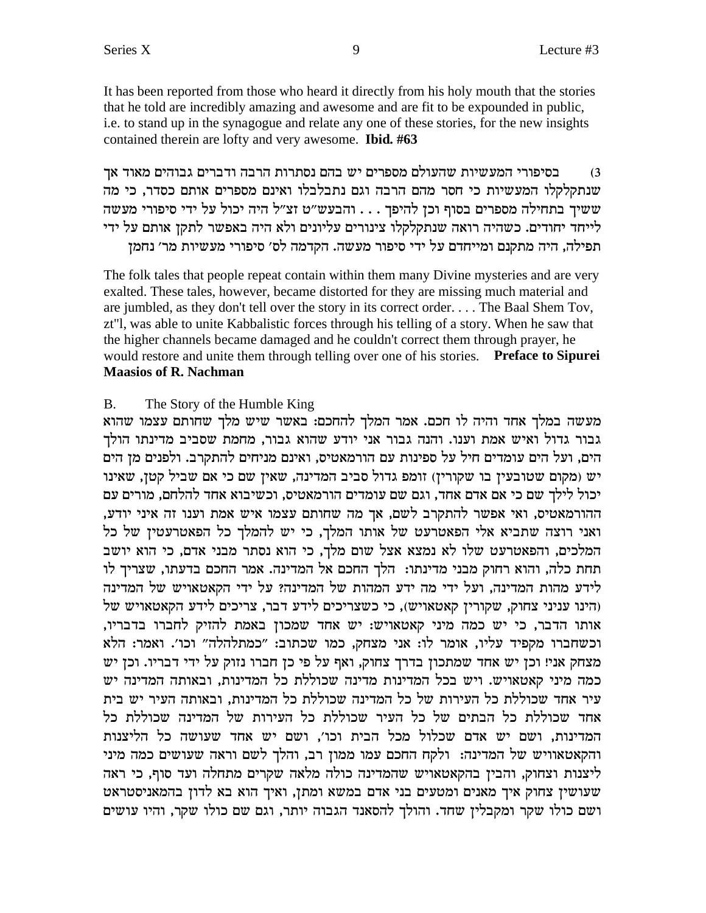It has been reported from those who heard it directly from his holy mouth that the stories that he told are incredibly amazing and awesome and are fit to be expounded in public, i.e. to stand up in the synagogue and relate any one of these stories, for the new insights contained therein are lofty and very awesome. **Ibid. #63**

3) בסיפורי המעשיות שהעולם מספרים יש בהם נסתרות הרבה ודברים גבוהים מאוד אך שנתקלקלו המעשיות כי חסר מהם הרבה וגם נתבלבלו ואינם מספרים אותם כסדר, כי מה ששיך בתחילה מספרים בסוף וכן להיפך . . . והבעש"ט זצ"ל היה יכול על ידי סיפורי מעשה לייחד יחודים. כשהיה רואה שנתקלקלו צינורים עליונים ולא היה באפשר לתקן אותם על ידי תפילה, היה מתקנם ומייחדם על ידי סיפור מעשה. הקדמה לס' סיפורי מעשיות מר' נחמן

The folk tales that people repeat contain within them many Divine mysteries and are very exalted. These tales, however, became distorted for they are missing much material and are jumbled, as they don't tell over the story in its correct order. . . . The Baal Shem Tov, zt"l, was able to unite Kabbalistic forces through his telling of a story. When he saw that the higher channels became damaged and he couldn't correct them through prayer, he would restore and unite them through telling over one of his stories. **Preface to Sipurei Maasios of R. Nachman**

B. The Story of the Humble King

מעשה במלך אחד והיה לו חכם. אמר המלך להחכם: באשר שיש מלך שחותם עצמו שהוא גבור גדול ואיש אמת וענו. והנה גבור אני יודע שהוא גבור, מחמת שסביב מדינתו הולך הים, ועל הים עומדים חיל על ספינות עם הורמאטיס, ואינם מניחים להתקרב. ולפנים מן הים יש (מקום שטובעין בו שקורין) זומפ גדול סביב המדינה, שאין שם כי אם שביל קטן, שאינו יכול לילך שם כי אם אדם אחד, וגם שם עומדים הורמאטיס, וכשיבוא אחד להלחם, מורים עם ההורמאטיס, ואי אפשר להתקרב לשם, אך מה שחותם עצמו איש אמת וענו זה איני יודע, ואני רוצה שתביא אלי הפאטרעט של אותו המלך, כי יש להמלך כל הפאטרעטין של כל המלכים, והפאטרעט שלו לא נמצא אצל שום מלך, כי הוא נסתר מבני אדם, כי הוא יושב תחת כלה, והוא רחוק מבני מדינתו. הלך החכם אל המדינה. אמר החכם בדעתו, שצריך לו לידע מהות המדינה, ועל ידי מה ידע המהות של המדינה? על ידי הקאטאויש של המדינה (הינו עניני צחוק, שקורין קאטאויש), כי כשצריכים לידע דבר, צריכים לידע הקאטאויש של אותו הדבר, כי יש כמה מיני קאטאויש: יש אחד שמכון באמת להזיק לחברו בדבריו, וכשחברו מקפיד עליו, אומר לו: אני מצחק, כמו שכתוב: "כמתלהלה" וכו'. ואמר: הלא מצחק אני! וכן יש אחד שמתכון בדרך צחוק, ואף על פי כן חברו נזוק על ידי דבריו. וכן יש כמה מיני קאטאויש. ויש בכל המדינות מדינה שכוללת כל המדינות, ובאותה המדינה יש עיר אחד שכוללת כל העירות של כל המדינה שכוללת כל המדינות, ובאותה העיר יש בית אחד שכוללת כל הבתים של כל העיר שכוללת כל העירות של המדינה שכוללת כל המדינות, ושם יש אדם שכלול מכל הבית וכו', ושם יש אחד שעושה כל הליצנות והקאטאוויש של המדינה: ולקח החכם עמו ממון רב, והלך לשם וראה שעושים כמה מיני ליצנות וצחוק, והבין בהקאטאויש שהמדינה כולה מלאה שקרים מתחלה ועד סוף, כי ראה שעושין צחוק איך מאנים ומטעים בני אדם במשא ומתן, ואיך הוא בא לדון בהמאניסטראט ושם כולו שקר ומקבלין שחד. והולך להסאנד הגבוה יותר, וגם שם כולו שקר, והיו עושים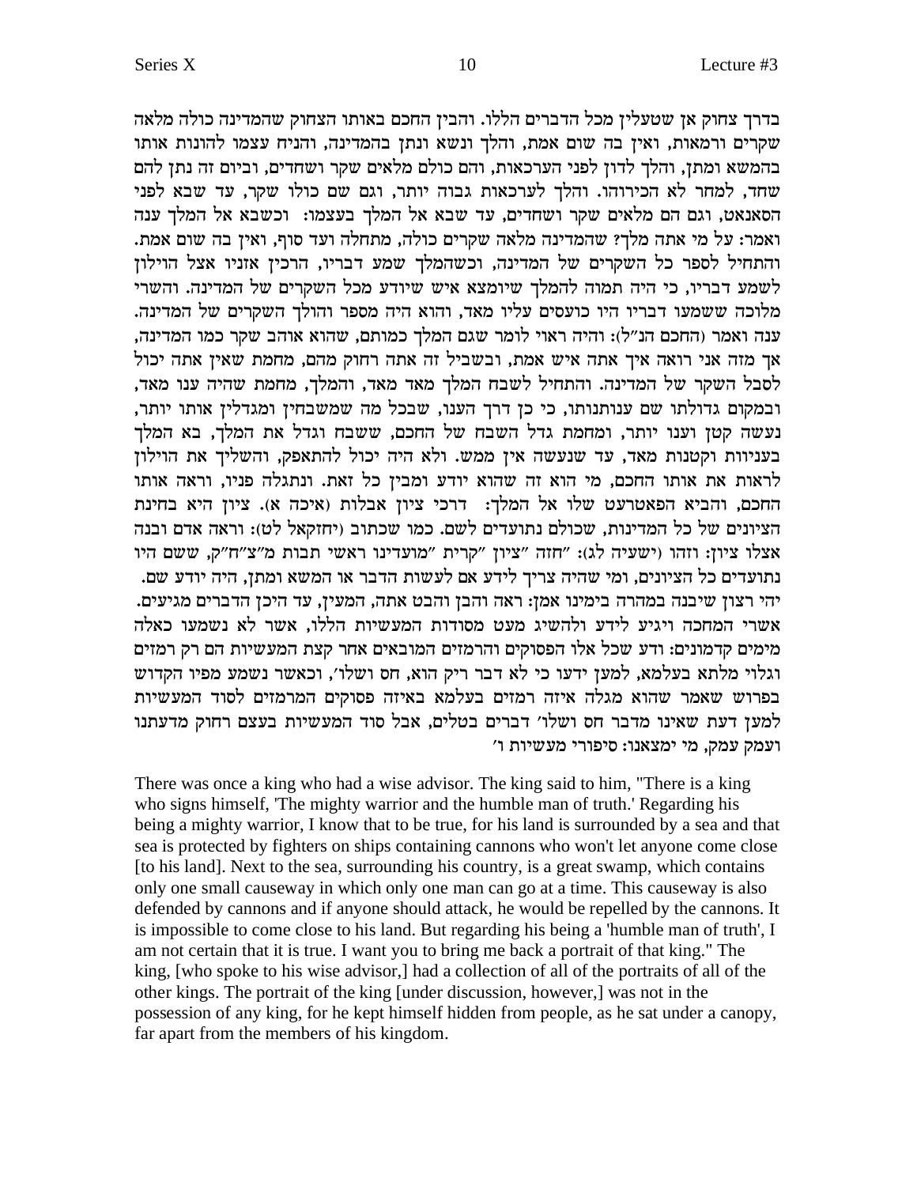בדרך צחוק אן שטעלין מכל הדברים הללו. והבין החכם באותו הצחוק שהמדינה כולה מלאה שקרים ורמאות, ואין בה שום אמת, והלך ונשא ונתן בהמדינה, והניח עצמו להונות אותו בהמשא ומתן, והלך לדון לפני הערכאות, והם כולם מלאים שקר ושחדים, וביום זה נתן להם שחד, למחר לא הכירוהו. והלך לערכאות גבוה יותר, וגם שם כולו שקר, עד שבא לפני הסאנאט, וגם הם מלאים שקר ושחדים, עד שבא אל המלך בעצמו: וכשבא אל המלך ענה ואמר: על מי אתה מלך? שהמדינה מלאה שקרים כולה, מתחלה ועד סוף, ואין בה שום אמת. והתחיל לספר כל השקרים של המדינה, וכשהמלך שמע דבריו, הרכין אזניו אצל הוילון לשמע דבריו, כי היה תמוה להמלך שיומצא איש שיודע מכל השקרים של המדינה. והשרי מלוכה ששמעו דבריו היו כועסים עליו מאד, והוא היה מספר והולך השקרים של המדינה. ענה ואמר (החכם הנ"ל): והיה ראוי לומר שגם המלך כמותם, שהוא אוהב שקר כמו המדינה, אך מזה אני רואה איך אתה איש אמת, ובשביל זה אתה רחוק מהם, מחמת שאין אתה יכול לסבל השקר של המדינה. והתחיל לשבח המלך מאד מאד, והמלך, מחמת שהיה ענו מאד, ובמקום גדולתו שם ענותנותו, כי כן דרך הענו, שבכל מה שמשבחין ומגדלין אותו יותר, נעשה קטן וענו יותר, ומחמת גדל השבח של החכם, ששבח וגדל את המלך, בא המלך בעניוות וקטנות מאד, עד שנעשה אין ממש. ולא היה יכול להתאפק, והשליך את הוילון לראות את אותו החכם, מי הוא זה שהוא יודע ומבין כל זאת. ונתגלה פניו, וראה אותו החכם, והביא הפאטרעט שלו אל המלך: דרכי ציון אבלות (איכה א). ציון היא בחינת הציונים של כל המדינות, שכולם נתועדים לשם. כמו שכתוב (יחזקאל לט): וראה אדם ובנה אצלו ציון: וזהו (ישעיה לג): "חזה "ציון "קרית "מועדינו ראשי תבות מ"צ"ח"ק, ששם היו נתועדים כל הציונים, ומי שהיה צריך לידע אם לעשות הדבר או המשא ומתן, היה יודע שם. יהי רצון שיבנה במהרה בימינו אמן: ראה והבן והבט אתה, המעין, עד היכן הדברים מגיעים. אשרי המחכה ויגיע לידע ולהשיג מעט מסודות המעשיות הללו, אשר לא נשמעו כאלה מימים קדמונים: ודע שכל אלו הפסוקים והרמזים המובאים אחר קצת המעשיות הם רק רמזים וגלוי מלתא בעלמא, למען ידעו כי לא דבר ריק הוא, חס ושלו', וכאשר נשמע מפיו הקדוש בפרוש שאמר שהוא מגלה איזה רמזים בעלמא באיזה פסוקים המרמזים לסוד המעשיות למען דעת שאינו מדבר חס ושלו' דברים בטלים, אבל סוד המעשיות בעצם רחוק מדעתנו ועמק עמק, מי ימצאנו: סיפורי מעשיות ו'

There was once a king who had a wise advisor. The king said to him, "There is a king who signs himself, 'The mighty warrior and the humble man of truth.' Regarding his being a mighty warrior, I know that to be true, for his land is surrounded by a sea and that sea is protected by fighters on ships containing cannons who won't let anyone come close [to his land]. Next to the sea, surrounding his country, is a great swamp, which contains only one small causeway in which only one man can go at a time. This causeway is also defended by cannons and if anyone should attack, he would be repelled by the cannons. It is impossible to come close to his land. But regarding his being a 'humble man of truth', I am not certain that it is true. I want you to bring me back a portrait of that king." The king, [who spoke to his wise advisor,] had a collection of all of the portraits of all of the other kings. The portrait of the king [under discussion, however,] was not in the possession of any king, for he kept himself hidden from people, as he sat under a canopy, far apart from the members of his kingdom.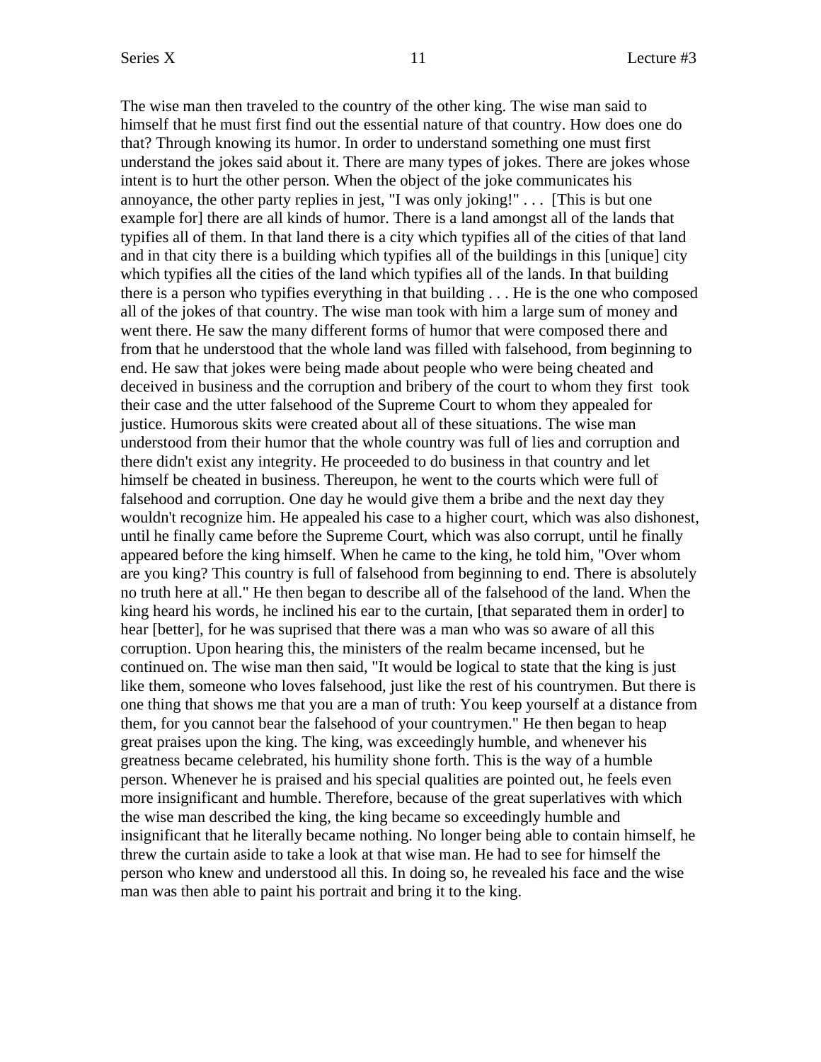The wise man then traveled to the country of the other king. The wise man said to himself that he must first find out the essential nature of that country. How does one do that? Through knowing its humor. In order to understand something one must first understand the jokes said about it. There are many types of jokes. There are jokes whose intent is to hurt the other person. When the object of the joke communicates his annoyance, the other party replies in jest, "I was only joking!" . . . [This is but one example for] there are all kinds of humor. There is a land amongst all of the lands that typifies all of them. In that land there is a city which typifies all of the cities of that land and in that city there is a building which typifies all of the buildings in this [unique] city which typifies all the cities of the land which typifies all of the lands. In that building there is a person who typifies everything in that building . . . He is the one who composed all of the jokes of that country. The wise man took with him a large sum of money and went there. He saw the many different forms of humor that were composed there and from that he understood that the whole land was filled with falsehood, from beginning to end. He saw that jokes were being made about people who were being cheated and deceived in business and the corruption and bribery of the court to whom they first took their case and the utter falsehood of the Supreme Court to whom they appealed for justice. Humorous skits were created about all of these situations. The wise man understood from their humor that the whole country was full of lies and corruption and there didn't exist any integrity. He proceeded to do business in that country and let himself be cheated in business. Thereupon, he went to the courts which were full of falsehood and corruption. One day he would give them a bribe and the next day they wouldn't recognize him. He appealed his case to a higher court, which was also dishonest, until he finally came before the Supreme Court, which was also corrupt, until he finally appeared before the king himself. When he came to the king, he told him, "Over whom are you king? This country is full of falsehood from beginning to end. There is absolutely no truth here at all." He then began to describe all of the falsehood of the land. When the king heard his words, he inclined his ear to the curtain, [that separated them in order] to hear [better], for he was suprised that there was a man who was so aware of all this corruption. Upon hearing this, the ministers of the realm became incensed, but he continued on. The wise man then said, "It would be logical to state that the king is just like them, someone who loves falsehood, just like the rest of his countrymen. But there is one thing that shows me that you are a man of truth: You keep yourself at a distance from them, for you cannot bear the falsehood of your countrymen." He then began to heap great praises upon the king. The king, was exceedingly humble, and whenever his greatness became celebrated, his humility shone forth. This is the way of a humble person. Whenever he is praised and his special qualities are pointed out, he feels even more insignificant and humble. Therefore, because of the great superlatives with which the wise man described the king, the king became so exceedingly humble and insignificant that he literally became nothing. No longer being able to contain himself, he threw the curtain aside to take a look at that wise man. He had to see for himself the person who knew and understood all this. In doing so, he revealed his face and the wise man was then able to paint his portrait and bring it to the king.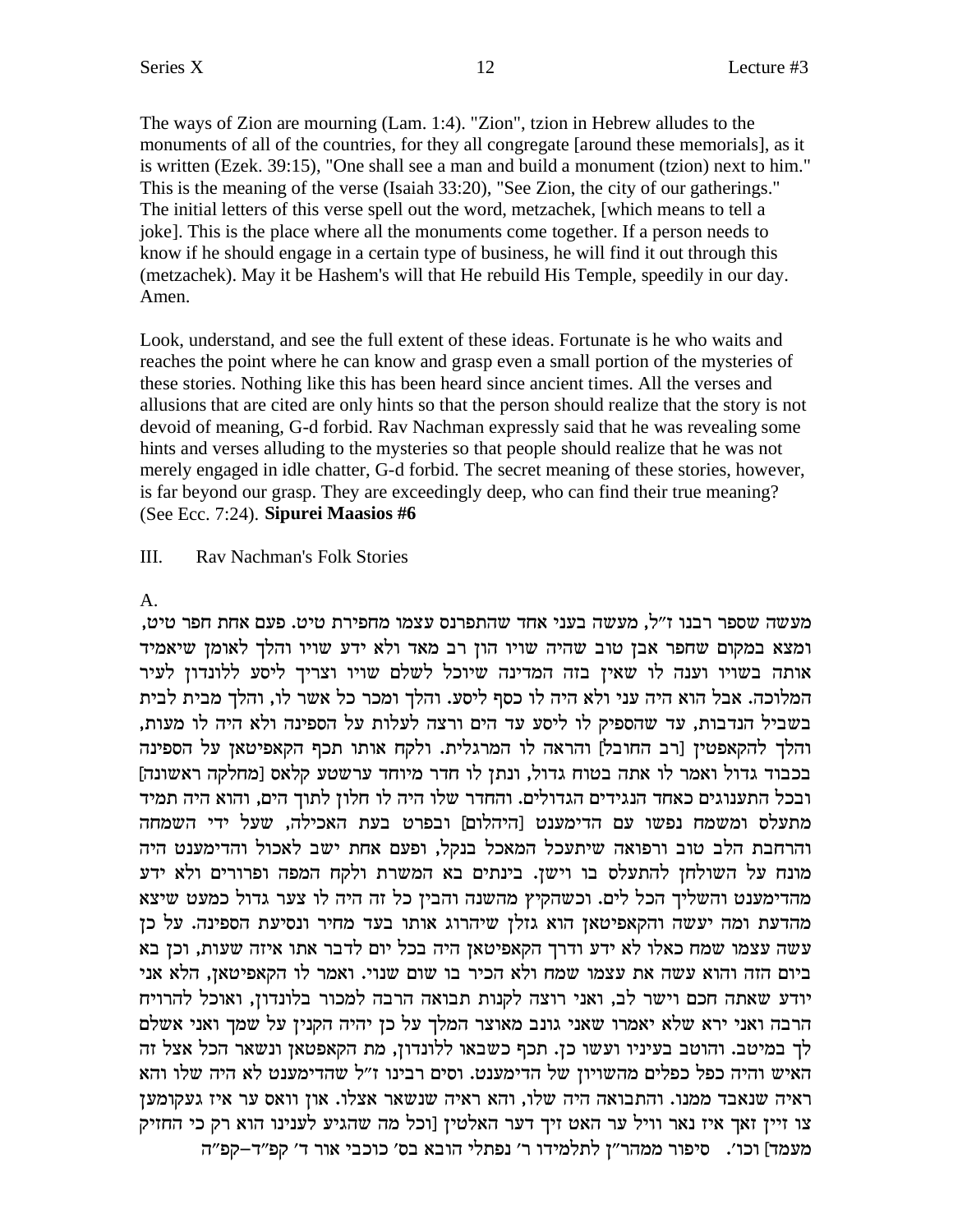The ways of Zion are mourning (Lam. 1:4). "Zion", tzion in Hebrew alludes to the monuments of all of the countries, for they all congregate [around these memorials], as it is written (Ezek. 39:15), "One shall see a man and build a monument (tzion) next to him." This is the meaning of the verse (Isaiah 33:20), "See Zion, the city of our gatherings." The initial letters of this verse spell out the word, metzachek, [which means to tell a joke]. This is the place where all the monuments come together. If a person needs to know if he should engage in a certain type of business, he will find it out through this (metzachek). May it be Hashem's will that He rebuild His Temple, speedily in our day. Amen.

Look, understand, and see the full extent of these ideas. Fortunate is he who waits and reaches the point where he can know and grasp even a small portion of the mysteries of these stories. Nothing like this has been heard since ancient times. All the verses and allusions that are cited are only hints so that the person should realize that the story is not devoid of meaning, G-d forbid. Rav Nachman expressly said that he was revealing some hints and verses alluding to the mysteries so that people should realize that he was not merely engaged in idle chatter, G-d forbid. The secret meaning of these stories, however, is far beyond our grasp. They are exceedingly deep, who can find their true meaning? (See Ecc. 7:24). **Sipurei Maasios #6**

III. Rav Nachman's Folk Stories

A.

מעשה שספר רבנו ז"ל, מעשה בעני אחד שהתפרנס עצמו מחפירת טיט. פעם אחת חפר טיט, ומצא במקום שחפר אבן טוב שהיה שויו הון רב מאד ולא ידע שויו והלך לאומן שיאמיד אותה בשויו וענה לו שאין בזה המדינה שיוכל לשלם שויו וצריך ליסע ללונדון לעיר המלוכה. אבל הוא היה עני ולא היה לו כסף ליסע. והלך ומכר כל אשר לו, והלך מבית לבית בשביל הנדבות, עד שהספיק לו ליסע עד הים ורצה לעלות על הספינה ולא היה לו מעות, והלך להקאפטין [רב החובל] והראה לו המרגלית. ולקח אותו תכף הקאפיטאן על הספינה בכבוד גדול ואמר לו אתה בטוח גדול, ונתן לו חדר מיוחד ערשטע קלאס [מחלקה ראשונה] ובכל התענוגים כאחד הנגידים הגדולים. והחדר שלו היה לו חלון לתוך הים, והוא היה תמיד מתעלס ומשמח נפשו עם הדימענט [היהלום] ובפרט בעת האכילה, שעל ידי השמחה והרחבת הלב טוב ורפואה שיתעכל המאכל בנקל, ופעם אחת ישב לאכול והדימענט היה מונח על השולחן להתעלס בו וישן. בינתים בא המשרת ולקח המפה ופרורים ולא ידע מהדימענט והשליך הכל לים. וכשהקיץ מהשנה והבין כל זה היה לו צער גדול כמעט שיצא מהדעת ומה יעשה והקאפיטאן הוא גזלן שיהרוג אותו בעד מחיר ונסיעת הספינה. על כן עשה עצמו שמח כאלו לא ידע ודרך הקאפיטאן היה בכל יום לדבר אתו איזה שעות, וכן בא ביום הזה והוא עשה את עצמו שמח ולא הכיר בו שום שנוי. ואמר לו הקאפיטאן, הלא אני יודע שאתה חכם וישר לב, ואני רוצה לקנות תבואה הרבה למכור בלונדון, ואוכל להרויח הרבה ואני ירא שלא יאמרו שאני גונב מאוצר המלך על כן יהיה הקנין על שמך ואני אשלם לך במיטב. והוטב בעיניו ועשו כן. תכף כשבאו ללונדון, מת הקאפטאן ונשאר הכל אצל זה האיש והיה כפל כפלים מהשויון של הדימענט. וסים רבינו ז"ל שהדימענט לא היה שלו והא ראיה שנאבד ממנו. והתבואה היה שלו, והא ראיה שנשאר אצלו. און וואס ער איז געקומען צו זיין זאך איז נאר וויל ער האט זיך דער האלטין [וכל מה שהגיע לענינו הוא רק כי החזיק מעמד] וכו'. סיפור ממהר"ן לתלמידו ר' נפתלי הובא בס' כוכבי אור ד' קפ"ד–קפ"ה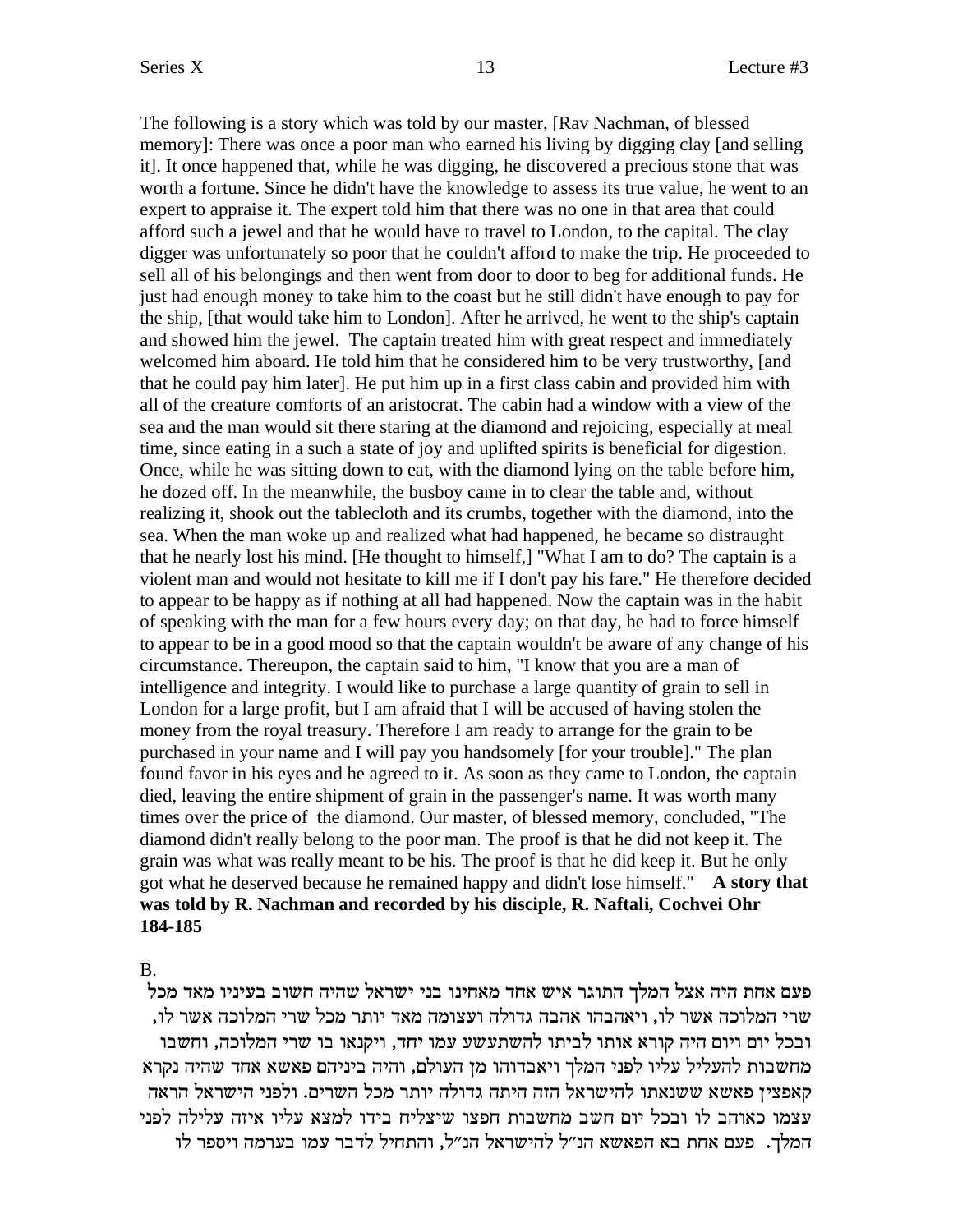The following is a story which was told by our master, [Rav Nachman, of blessed memory]: There was once a poor man who earned his living by digging clay [and selling it]. It once happened that, while he was digging, he discovered a precious stone that was worth a fortune. Since he didn't have the knowledge to assess its true value, he went to an expert to appraise it. The expert told him that there was no one in that area that could afford such a jewel and that he would have to travel to London, to the capital. The clay digger was unfortunately so poor that he couldn't afford to make the trip. He proceeded to sell all of his belongings and then went from door to door to beg for additional funds. He just had enough money to take him to the coast but he still didn't have enough to pay for the ship, [that would take him to London]. After he arrived, he went to the ship's captain and showed him the jewel. The captain treated him with great respect and immediately welcomed him aboard. He told him that he considered him to be very trustworthy, [and that he could pay him later]. He put him up in a first class cabin and provided him with all of the creature comforts of an aristocrat. The cabin had a window with a view of the sea and the man would sit there staring at the diamond and rejoicing, especially at meal time, since eating in a such a state of joy and uplifted spirits is beneficial for digestion. Once, while he was sitting down to eat, with the diamond lying on the table before him, he dozed off. In the meanwhile, the busboy came in to clear the table and, without realizing it, shook out the tablecloth and its crumbs, together with the diamond, into the sea. When the man woke up and realized what had happened, he became so distraught that he nearly lost his mind. [He thought to himself,] "What I am to do? The captain is a violent man and would not hesitate to kill me if I don't pay his fare." He therefore decided to appear to be happy as if nothing at all had happened. Now the captain was in the habit of speaking with the man for a few hours every day; on that day, he had to force himself to appear to be in a good mood so that the captain wouldn't be aware of any change of his circumstance. Thereupon, the captain said to him, "I know that you are a man of intelligence and integrity. I would like to purchase a large quantity of grain to sell in London for a large profit, but I am afraid that I will be accused of having stolen the money from the royal treasury. Therefore I am ready to arrange for the grain to be purchased in your name and I will pay you handsomely [for your trouble]." The plan found favor in his eyes and he agreed to it. As soon as they came to London, the captain died, leaving the entire shipment of grain in the passenger's name. It was worth many times over the price of the diamond. Our master, of blessed memory, concluded, "The diamond didn't really belong to the poor man. The proof is that he did not keep it. The grain was what was really meant to be his. The proof is that he did keep it. But he only got what he deserved because he remained happy and didn't lose himself." **A story that was told by R. Nachman and recorded by his disciple, R. Naftali, Cochvei Ohr 184-185**

B.

פעם אחת היה אצל המלך התוגר איש אחד מאחינו בני ישראל שהיה חשוב בעיניו מאד מכל שרי המלוכה אשר לו, ויאהבהו אהבה גדולה ועצומה מאד יותר מכל שרי המלוכה אשר לו, ובכל יום ויום היה קורא אותו לביתו להשתעשע עמו יחד, ויקנאו בו שרי המלוכה, וחשבו מחשבות להעליל עליו לפני המלך ויאבדוהו מן העולם, והיה ביניהם פאשא אחד שהיה נקרא קאפצין פאשא ששנאתו להישראל הזה היתה גדולה יותר מכל השרים. ולפני הישראל הראה עצמו כאוהב לו ובכל יום חשב מחשבות חפצו שיצליח בידו למצא עליו איזה עלילה לפני המלך. פעם אחת בא הפאשא הנ"ל להישראל הנ"ל, והתחיל לדבר עמו בערמה ויספר לו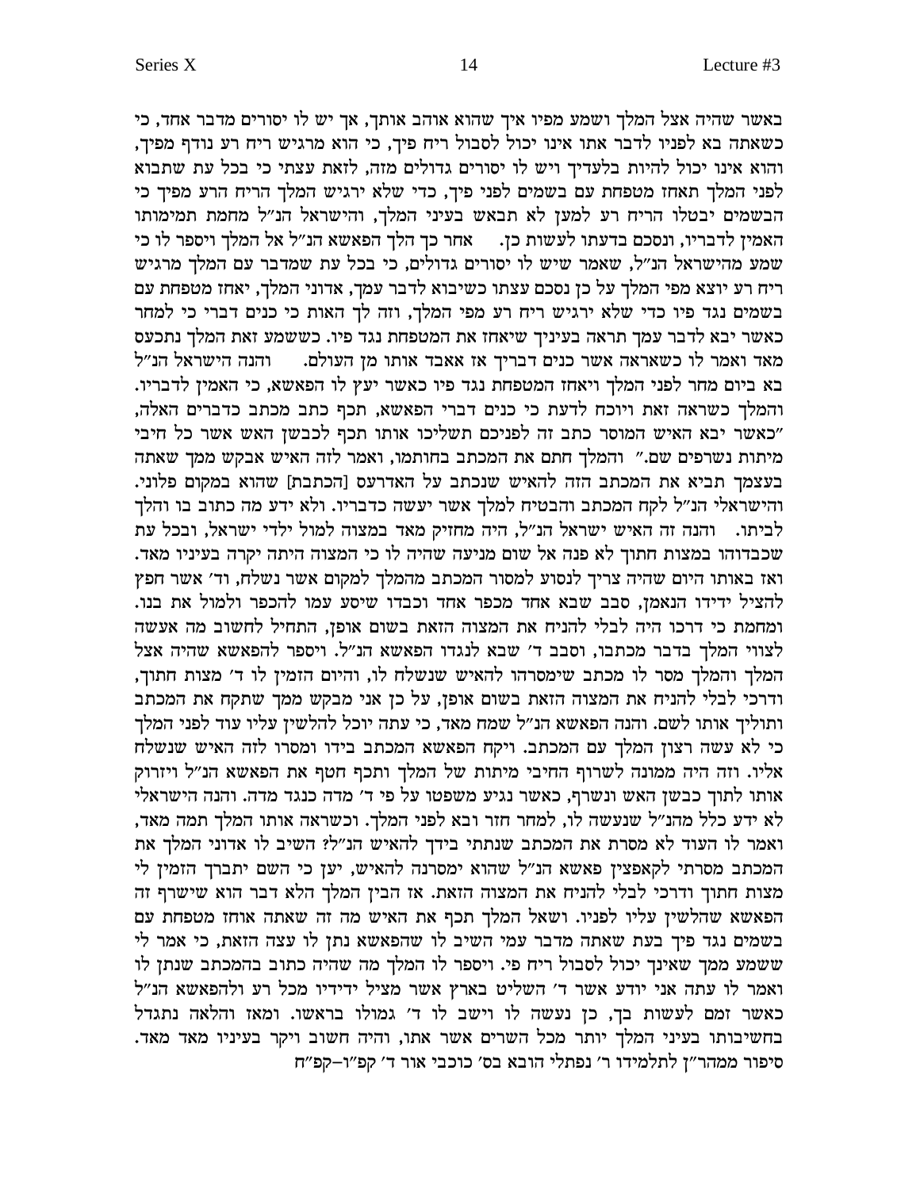באשר שהיה אצל המלך ושמע מפיו איך שהוא אוהב אותך, אך יש לו יסורים מדבר אחד, כי כשאתה בא לפניו לדבר אתו אינו יכול לסבול ריח פיך, כי הוא מרגיש ריח רע נודף מפיך, והוא אינו יכול להיות בלעדיך ויש לו יסורים גדולים מזה, לזאת עצתי כי בכל עת שתבוא לפני המלך תאחז מטפחת עם בשמים לפני פיך, כדי שלא ירגיש המלך הריח הרע מפיך כי הבשמים יבטלו הריח רע למען לא תבאש בעיני המלך, והישראל הנ"ל מחמת תמימותו האמין לדבריו, ונסכם בדעתו לעשות כן. אחר כך הלך הפאשא הנ"ל אל המלך ויספר לו כי שמע מהישראל הנ"ל, שאמר שיש לו יסורים גדולים, כי בכל עת שמדבר עם המלך מרגיש ריח רע יוצא מפי המלך על כן נסכם עצתו כשיבוא לדבר עמך, אדוני המלך, יאחז מטפחת עם בשמים נגד פיו כדי שלא ירגיש ריח רע מפי המלך, וזה לך האות כי כנים דברי כי למחר כאשר יבא לדבר עמך תראה בעיניך שיאחז את המטפחת נגד פיו. כששמע זאת המלך נתכעס מאד ואמר לו כשאראה אשר כנים דבריך אז אאבד אותו מן העולם. והנה הישראל הנ"ל בא ביום מחר לפני המלך ויאחז המטפחת נגד פיו כאשר יעץ לו הפאשא, כי האמין לדבריו. והמלך כשראה זאת ויוכח לדעת כי כנים דברי הפאשא, תכף כתב מכתב כדברים האלה, "כאשר יבא האיש המוסר כתב זה לפניכם תשליכו אותו תכף לכבשן האש אשר כל חיבי מיתות נשרפים שם." והמלך חתם את המכתב בחותמו, ואמר לזה האיש אבקש ממך שאתה בעצמך תביא את המכתב הזה להאיש שנכתב על האדרעס [הכתבת] שהוא במקום פלוני. והישראלי הנ"ל לקח המכתב והבטיח למלך אשר יעשה כדבריו. ולא ידע מה כתוב בו והלך לביתו. והנה זה האיש ישראל הנ"ל, היה מחזיק מאד במצוה למול ילדי ישראל, ובכל עת שכבדוהו במצות חתוך לא פנה אל שום מניעה שהיה לו כי המצוה היתה יקרה בעיניו מאד. ואז באותו היום שהיה צריך לנסוע למסור המכתב מהמלך למקום אשר נשלח, וד' אשר חפץ להציל ידידו הנאמן, סבב שבא אחד מכפר אחד וכבדו שיסע עמו להכפר ולמול את בנו. ומחמת כי דרכו היה לבלי להניח את המצוה הזאת בשום אופן, התחיל לחשוב מה אעשה לצווי המלך בדבר מכתבו, וסבב ד' שבא לנגדו הפאשא הנ"ל. ויספר להפאשא שהיה אצל המלך והמלך מסר לו מכתב שימסרהו להאיש שנשלח לו, והיום הזמין לו ד' מצות חתוך, ודרכי לבלי להניח המצוה הזאת בשום אופן, על כן אני מבקש ממך שתקח את המכתב ותוליך אותו לשם. והנה הפאשא הנ"ל שמח מאד, כי עתה יוכל להלשין עליו עוד לפני המלך כי לא עשה רצון המלך עם המכתב. ויקח הפאשא המכתב בידו ומסרו לזה האיש שנשלח אליו. וזה היה ממונה לשרוף החיבי מיתות של המלך ותכף חטף את הפאשא הנ"ל ויזרוק אותו לתוך כבשן האש ונשרף, כאשר נגיע משפטו על פי ד' מדה כנגד מדה. והנה הישראלי לא ידע כלל מהנ"ל שנעשה לו, למחר חזר ובא לפני המלך. וכשראה אותו המלך תמה מאד, ואמר לו העוד לא מסרת את המכתב שנתתי בידך להאיש הנ"ל? השיב לו אדוני המלך את המכתב מסרתי לקאפצין פאשא הנ"ל שהוא ימסרנה להאיש, יען כי השם יתברך הזמין לי מצות חתוך ודרכי לבלי להניח את המצוה הזאת. אז הבין המלך הלא דבר הוא שישרף זה הפאשא שהלשין עליו לפניו. ושאל המלך תכף את האיש מה זה שאתה אוחז מטפחת עם בשמים נגד פיך בעת שאתה מדבר עמי השיב לו שהפאשא נתן לו עצה הזאת, כי אמר לי ששמע ממך שאינך יכול לסבול ריח פי. ויספר לו המלך מה שהיה כתוב בהמכתב שנתן לו ואמר לו עתה אני יודע אשר ד' השליט בארץ אשר מציל ידידיו מכל רע ולהפאשא הנ"ל כאשר זמם לעשות בך, כן נעשה לו וישב לו ד' גמולו בראשו. ומאז והלאה נתגדל בחשיבותו בעיני המלך יותר מכל השרים אשר אתו, והיה חשוב ויקר בעיניו מאד מאד.

סיפור ממהר"ן לתלמידו ר' נפתלי הובא בס' כוכבי אור ד' קפ"ו–קפ"ח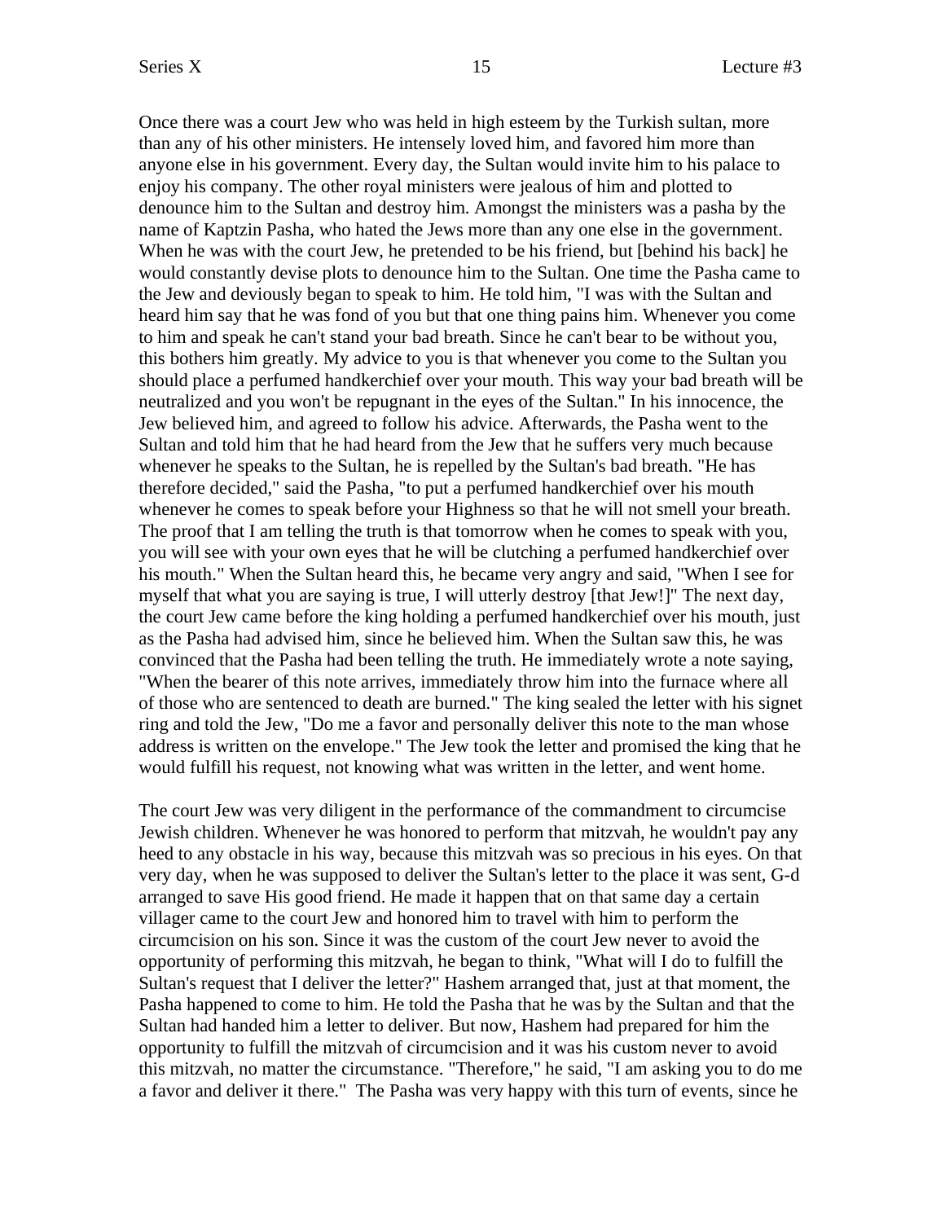Once there was a court Jew who was held in high esteem by the Turkish sultan, more than any of his other ministers. He intensely loved him, and favored him more than anyone else in his government. Every day, the Sultan would invite him to his palace to enjoy his company. The other royal ministers were jealous of him and plotted to denounce him to the Sultan and destroy him. Amongst the ministers was a pasha by the name of Kaptzin Pasha, who hated the Jews more than any one else in the government. When he was with the court Jew, he pretended to be his friend, but [behind his back] he would constantly devise plots to denounce him to the Sultan. One time the Pasha came to the Jew and deviously began to speak to him. He told him, "I was with the Sultan and heard him say that he was fond of you but that one thing pains him. Whenever you come to him and speak he can't stand your bad breath. Since he can't bear to be without you, this bothers him greatly. My advice to you is that whenever you come to the Sultan you should place a perfumed handkerchief over your mouth. This way your bad breath will be neutralized and you won't be repugnant in the eyes of the Sultan." In his innocence, the Jew believed him, and agreed to follow his advice. Afterwards, the Pasha went to the Sultan and told him that he had heard from the Jew that he suffers very much because whenever he speaks to the Sultan, he is repelled by the Sultan's bad breath. "He has therefore decided," said the Pasha, "to put a perfumed handkerchief over his mouth whenever he comes to speak before your Highness so that he will not smell your breath. The proof that I am telling the truth is that tomorrow when he comes to speak with you, you will see with your own eyes that he will be clutching a perfumed handkerchief over his mouth." When the Sultan heard this, he became very angry and said, "When I see for myself that what you are saying is true, I will utterly destroy [that Jew!]" The next day, the court Jew came before the king holding a perfumed handkerchief over his mouth, just as the Pasha had advised him, since he believed him. When the Sultan saw this, he was convinced that the Pasha had been telling the truth. He immediately wrote a note saying, "When the bearer of this note arrives, immediately throw him into the furnace where all of those who are sentenced to death are burned." The king sealed the letter with his signet ring and told the Jew, "Do me a favor and personally deliver this note to the man whose address is written on the envelope." The Jew took the letter and promised the king that he would fulfill his request, not knowing what was written in the letter, and went home.

The court Jew was very diligent in the performance of the commandment to circumcise Jewish children. Whenever he was honored to perform that mitzvah, he wouldn't pay any heed to any obstacle in his way, because this mitzvah was so precious in his eyes. On that very day, when he was supposed to deliver the Sultan's letter to the place it was sent, G-d arranged to save His good friend. He made it happen that on that same day a certain villager came to the court Jew and honored him to travel with him to perform the circumcision on his son. Since it was the custom of the court Jew never to avoid the opportunity of performing this mitzvah, he began to think, "What will I do to fulfill the Sultan's request that I deliver the letter?" Hashem arranged that, just at that moment, the Pasha happened to come to him. He told the Pasha that he was by the Sultan and that the Sultan had handed him a letter to deliver. But now, Hashem had prepared for him the opportunity to fulfill the mitzvah of circumcision and it was his custom never to avoid this mitzvah, no matter the circumstance. "Therefore," he said, "I am asking you to do me a favor and deliver it there." The Pasha was very happy with this turn of events, since he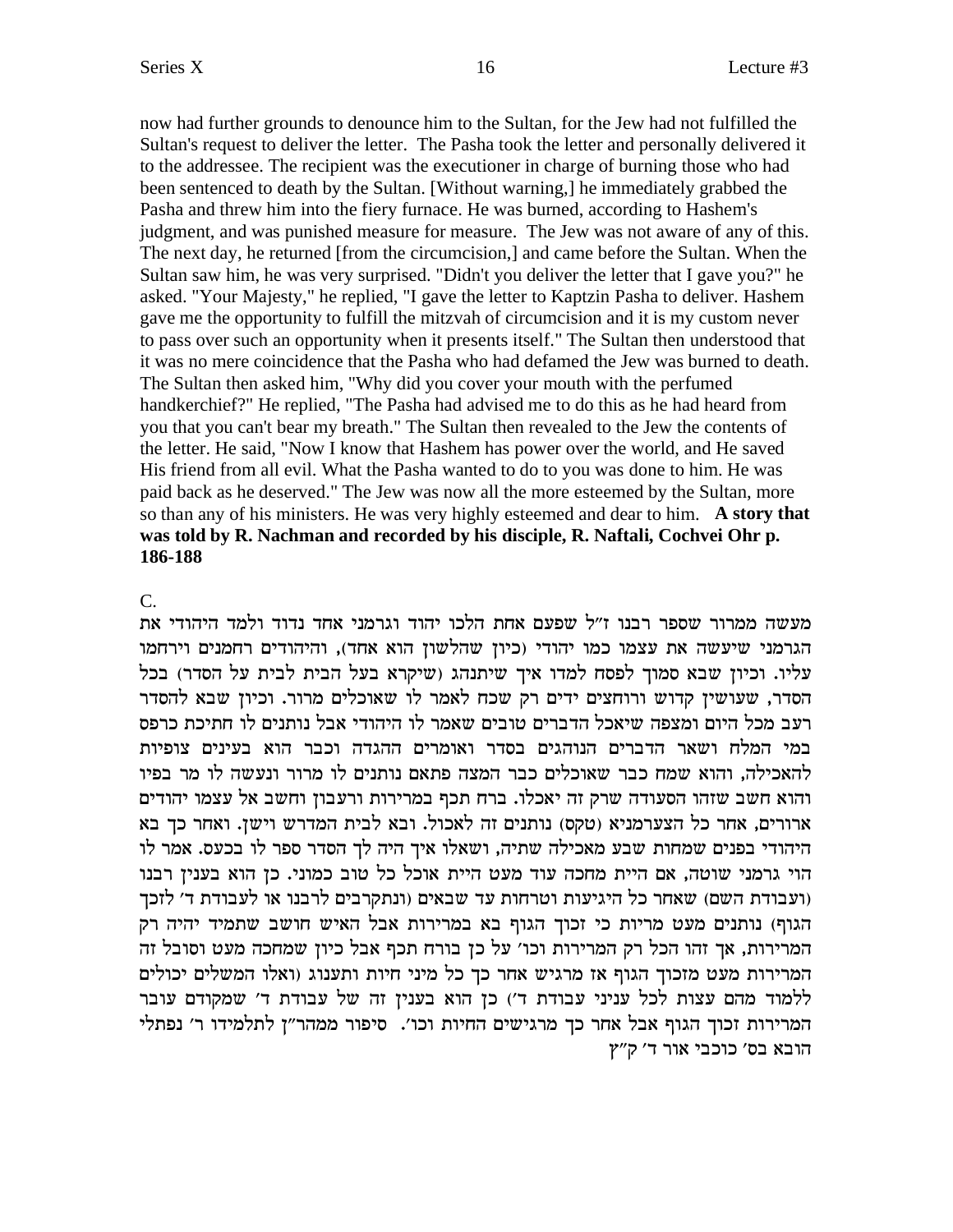now had further grounds to denounce him to the Sultan, for the Jew had not fulfilled the Sultan's request to deliver the letter. The Pasha took the letter and personally delivered it to the addressee. The recipient was the executioner in charge of burning those who had been sentenced to death by the Sultan. [Without warning,] he immediately grabbed the Pasha and threw him into the fiery furnace. He was burned, according to Hashem's judgment, and was punished measure for measure. The Jew was not aware of any of this. The next day, he returned [from the circumcision,] and came before the Sultan. When the Sultan saw him, he was very surprised. "Didn't you deliver the letter that I gave you?" he asked. "Your Majesty," he replied, "I gave the letter to Kaptzin Pasha to deliver. Hashem gave me the opportunity to fulfill the mitzvah of circumcision and it is my custom never to pass over such an opportunity when it presents itself." The Sultan then understood that it was no mere coincidence that the Pasha who had defamed the Jew was burned to death. The Sultan then asked him, "Why did you cover your mouth with the perfumed handkerchief?" He replied, "The Pasha had advised me to do this as he had heard from you that you can't bear my breath." The Sultan then revealed to the Jew the contents of the letter. He said, "Now I know that Hashem has power over the world, and He saved His friend from all evil. What the Pasha wanted to do to you was done to him. He was paid back as he deserved." The Jew was now all the more esteemed by the Sultan, more so than any of his ministers. He was very highly esteemed and dear to him. **A story that was told by R. Nachman and recorded by his disciple, R. Naftali, Cochvei Ohr p. 186-188**

C.

מעשה ממרור שספר רבנו ז"ל שפעם אחת הלכו יהוד וגרמני אחד נדוד ולמד היהודי את הגרמני שיעשה את עצמו כמו יהודי (כיון שהלשון הוא אחד), והיהודים רחמנים וירחמו עליו. וכיון שבא סמוך לפסח למדו איך שיתנהג (שיקרא בעל הבית לבית על הסדר) בכל הסדר, שעושין קדוש ורוחצים ידים רק שכח לאמר לו שאוכלים מרור. וכיון שבא להסדר רעב מכל היום ומצפה שיאכל הדברים טובים שאמר לו היהודי אבל נותנים לו חתיכת כרפס במי המלח ושאר הדברים הנוהגים בסדר ואומרים ההגדה וכבר הוא בעינים צופיות להאכילה, והוא שמח כבר שאוכלים כבר המצה פתאם נותנים לו מרור ונעשה לו מר בפיו והוא חשב שזהו הסעודה שרק זה יאכלו. ברח תכף במרירות ורעבון וחשב אל עצמו יהודים ארורים, אחר כל הצערמניא (טקס) נותנים זה לאכול. ובא לבית המדרש וישן. ואחר כך בא היהודי בפנים שמחות שבע מאכילה שתיה, ושאלו איך היה לך הסדר ספר לו בכעס. אמר לו הוי גרמני שוטה, אם היית מחכה עוד מעט היית אוכל כל טוב כמוני. כן הוא בענין רבנו (ועבודת השם) שאחר כל היגיעות וטרחות עד שבאים (ונתקרבים לרבנו או לעבודת ד' לזכך הגוף) נותנים מעט מריות כי זכוך הגוף בא במרירות אבל האיש חושב שתמיד יהיה רק המרירות, אך זהו הכל רק המרירות וכו' על כן בורח תכף אבל כיון שמחכה מעט וסובל זה המרירות מעט מזכוך הגוף אז מרגיש אחר כך כל מיני חיות ותענוג (ואלו המשלים יכולים ללמוד מהם עצות לכל עניני עבודת ד') כן הוא בענין זה של עבודת ד' שמקודם עובר המרירות זכוך הגוף אבל אחר כך מרגישים החיות וכו'. סיפור ממהר"ן לתלמידו ר' נפתלי הובא בס' כוכבי אור ד' ק"ץ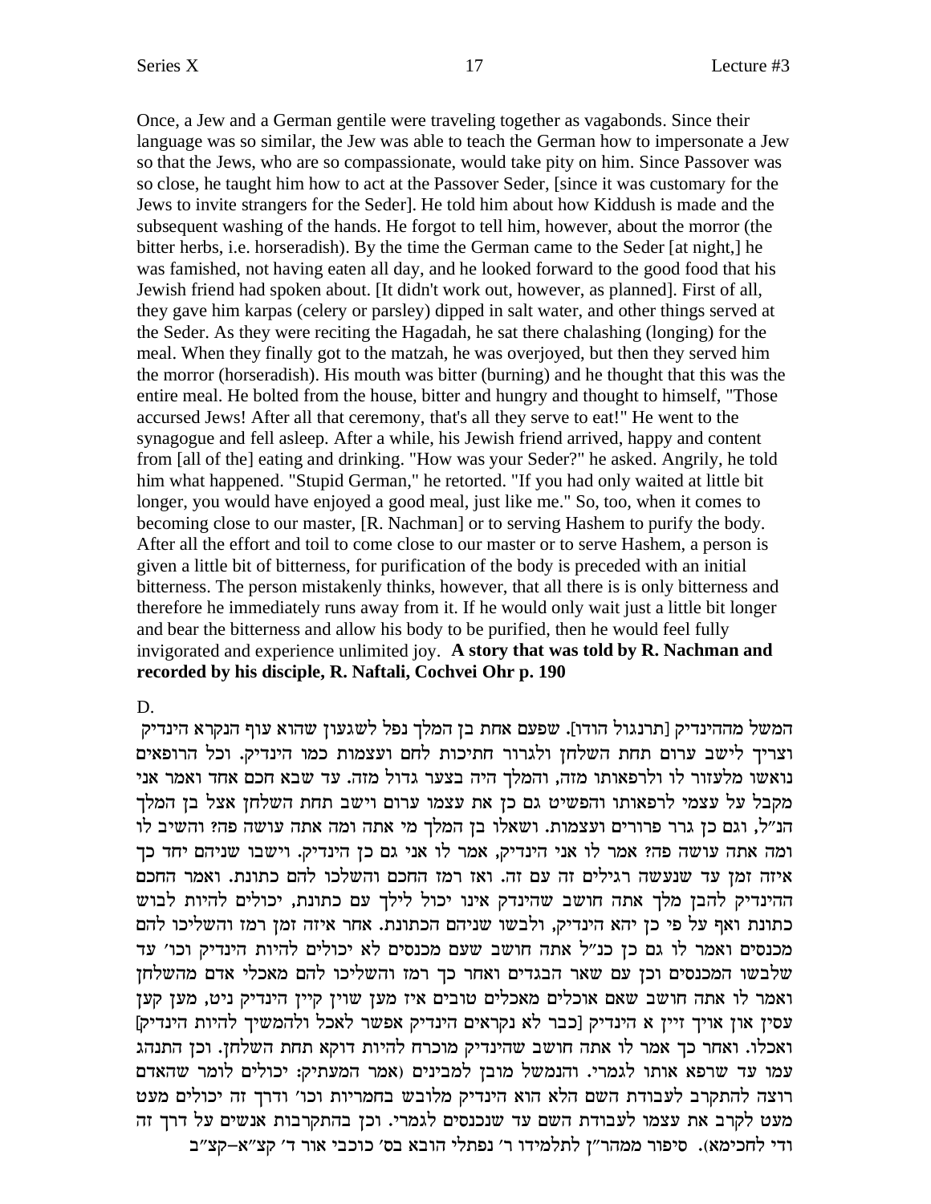Once, a Jew and a German gentile were traveling together as vagabonds. Since their language was so similar, the Jew was able to teach the German how to impersonate a Jew so that the Jews, who are so compassionate, would take pity on him. Since Passover was so close, he taught him how to act at the Passover Seder, [since it was customary for the Jews to invite strangers for the Seder]. He told him about how Kiddush is made and the subsequent washing of the hands. He forgot to tell him, however, about the morror (the bitter herbs, i.e. horseradish). By the time the German came to the Seder [at night,] he was famished, not having eaten all day, and he looked forward to the good food that his Jewish friend had spoken about. [It didn't work out, however, as planned]. First of all, they gave him karpas (celery or parsley) dipped in salt water, and other things served at the Seder. As they were reciting the Hagadah, he sat there chalashing (longing) for the meal. When they finally got to the matzah, he was overjoyed, but then they served him the morror (horseradish). His mouth was bitter (burning) and he thought that this was the entire meal. He bolted from the house, bitter and hungry and thought to himself, "Those accursed Jews! After all that ceremony, that's all they serve to eat!" He went to the synagogue and fell asleep. After a while, his Jewish friend arrived, happy and content from [all of the] eating and drinking. "How was your Seder?" he asked. Angrily, he told him what happened. "Stupid German," he retorted. "If you had only waited at little bit longer, you would have enjoyed a good meal, just like me." So, too, when it comes to becoming close to our master, [R. Nachman] or to serving Hashem to purify the body. After all the effort and toil to come close to our master or to serve Hashem, a person is given a little bit of bitterness, for purification of the body is preceded with an initial bitterness. The person mistakenly thinks, however, that all there is is only bitterness and therefore he immediately runs away from it. If he would only wait just a little bit longer and bear the bitterness and allow his body to be purified, then he would feel fully invigorated and experience unlimited joy. **A story that was told by R. Nachman and recorded by his disciple, R. Naftali, Cochvei Ohr p. 190**

D.

המשל מההינדיק [תרנגול הודו]. שפעם אחת בן המלך נפל לשגעון שהוא עוף הנקרא הינדיק וצריך לישב ערום תחת השלחן ולגרור חתיכות לחם ועצמות כמו הינדיק. וכל הרופאים נואשו מלעזור לו ולרפאותו מזה, והמלך היה בצער גדול מזה. עד שבא חכם אחד ואמר אני מקבל על עצמי לרפאותו והפשיט גם כן את עצמו ערום וישב תחת השלחן אצל בן המלך הנ"ל, וגם כן גרר פרורים ועצמות. ושאלו בן המלך מי אתה ומה אתה עושה פה? והשיב לו ומה אתה עושה פה? אמר לו אני הינדיק, אמר לו אני גם כן הינדיק. וישבו שניהם יחד כך איזה זמן עד שנעשה רגילים זה עם זה. ואז רמז החכם והשלכו להם כתונת. ואמר החכם ההינדיק להבן מלך אתה חושב שהינדק אינו יכול לילך עם כתונת, יכולים להיות לבוש כתונת ואף על פי כן יהא הינדיק, ולבשו שניהם הכתונות. אחר איזה זמן רמז והשליכו להם מכנסים ואמר לו גם כן כנ"ל אתה חושב שעם מכנסים לא יכולים להיות הינדיק וכו' עד שלבשו המכנסים וכן עם שאר הבגדים ואחר כך רמז והשליכו להם מאכלי אדם מהשלחן ואמר לו אתה חושב שאם אוכלים מאכלים טובים איז מען שוין קיין הינדיק ניט, מען קען עסין און אויך זיין א הינדיק [כבר לא נקראים הינדיק אפשר לאכל ולהמשיך להיות הינדיק] ואכלו. ואחר כך אמר לו אתה חושב שהינדיק מוכרח להיות דוקא תחת השלחן. וכן התנהג עמו עד שרפא אותו לגמרי. והנמשל מובן למבינים (אמר המעתיק: יכולים לומר שהאדם רוצה להתקרב לעבודת השם הלא הוא הינדיק מלובש בחמריות וכו' ודרך זה יכולים מעט מעט לקרב את עצמו לעבודת השם עד שנכנסים לגמרי. וכן בהתקרבות אנשים על דרך זה ודי לחכימא). סיפור ממהר"ן לתלמידו ר' נפתלי הובא בס' כוכבי אור ד' קצ"א–קצ"ב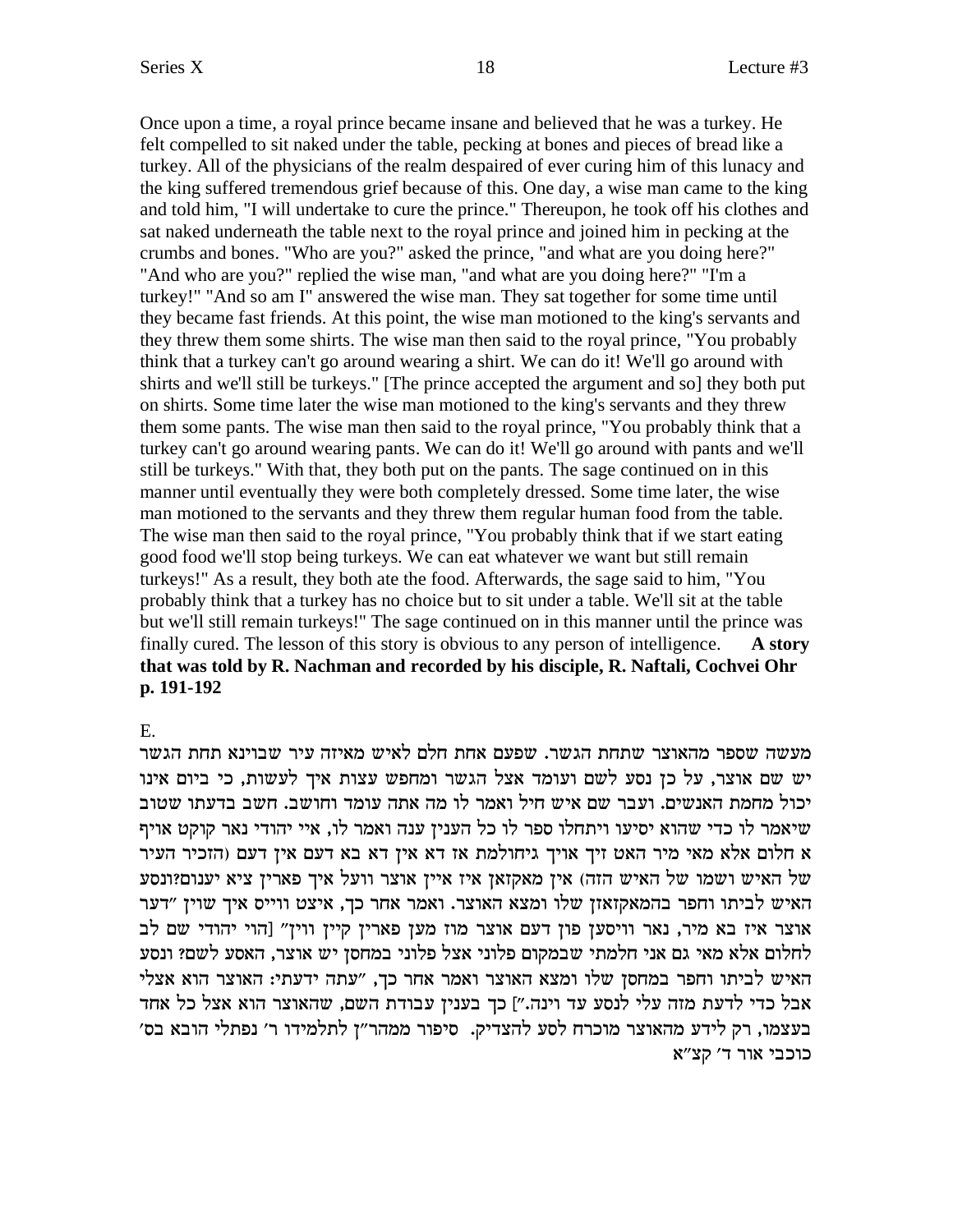Once upon a time, a royal prince became insane and believed that he was a turkey. He felt compelled to sit naked under the table, pecking at bones and pieces of bread like a turkey. All of the physicians of the realm despaired of ever curing him of this lunacy and the king suffered tremendous grief because of this. One day, a wise man came to the king and told him, "I will undertake to cure the prince." Thereupon, he took off his clothes and sat naked underneath the table next to the royal prince and joined him in pecking at the crumbs and bones. "Who are you?" asked the prince, "and what are you doing here?" "And who are you?" replied the wise man, "and what are you doing here?" "I'm a turkey!" "And so am I" answered the wise man. They sat together for some time until they became fast friends. At this point, the wise man motioned to the king's servants and they threw them some shirts. The wise man then said to the royal prince, "You probably think that a turkey can't go around wearing a shirt. We can do it! We'll go around with shirts and we'll still be turkeys." [The prince accepted the argument and so] they both put on shirts. Some time later the wise man motioned to the king's servants and they threw them some pants. The wise man then said to the royal prince, "You probably think that a turkey can't go around wearing pants. We can do it! We'll go around with pants and we'll still be turkeys." With that, they both put on the pants. The sage continued on in this manner until eventually they were both completely dressed. Some time later, the wise man motioned to the servants and they threw them regular human food from the table. The wise man then said to the royal prince, "You probably think that if we start eating good food we'll stop being turkeys. We can eat whatever we want but still remain turkeys!" As a result, they both ate the food. Afterwards, the sage said to him, "You probably think that a turkey has no choice but to sit under a table. We'll sit at the table but we'll still remain turkeys!" The sage continued on in this manner until the prince was finally cured. The lesson of this story is obvious to any person of intelligence. **A story that was told by R. Nachman and recorded by his disciple, R. Naftali, Cochvei Ohr p. 191-192**

E.

מעשה שספר מהאוצר שתחת הגשר. שפעם אחת חלם לאיש מאיזה עיר שבוינא תחת הגשר יש שם אוצר, על כן נסע לשם ועומד אצל הגשר ומחפש עצות איך לעשות, כי ביום אינו יכול מחמת האנשים. ועבר שם איש חיל ואמר לו מה אתה עומד וחושב. חשב בדעתו שטוב שיאמר לו כדי שהוא יסיעו ויתחלו ספר לו כל הענין ענה ואמר לו, איי יהודי נאר קוקט אויף א חלום אלא מאי מיר האט זיך אויך גיחולמת אז דא אין דא בא דעם אין דעם (הזכיר העיר של האיש ושמו של האיש הזה) אין מאקזאן איז איין אוצר וועל איך פארין ציא יענום?ונסע האיש לביתו וחפר בהמאקזאן שלו ומצא האוצר. ואמר אחר כך, איצט ווייס איך שוין "דער אוצר איז בא מיר, נאר וויסען פון דעם אוצר מוז מען פארין קיין ווין" [הוי יהודי שם לב לחלום אלא מאי גם אני חלמתי שבמקום פלוני אצל פלוני במחסן יש אוצר, האסע לשם? ונסע האיש לביתו וחפר במחסן שלו ומצא האוצר ואמר אחר כך, "עתה ידעתי: האוצר הוא אצלי אבל כדי לדעת מזה עלי לנסע עד וינה."] כך בענין עבודת השם, שהאוצר הוא אצל כל אחד בעצמו, רק לידע מהאוצר מוכרח לסע להצדיק. סיפור ממהר"ן לתלמידו ר' נפתלי הובא בס' כוכבי אור ד' קצ"א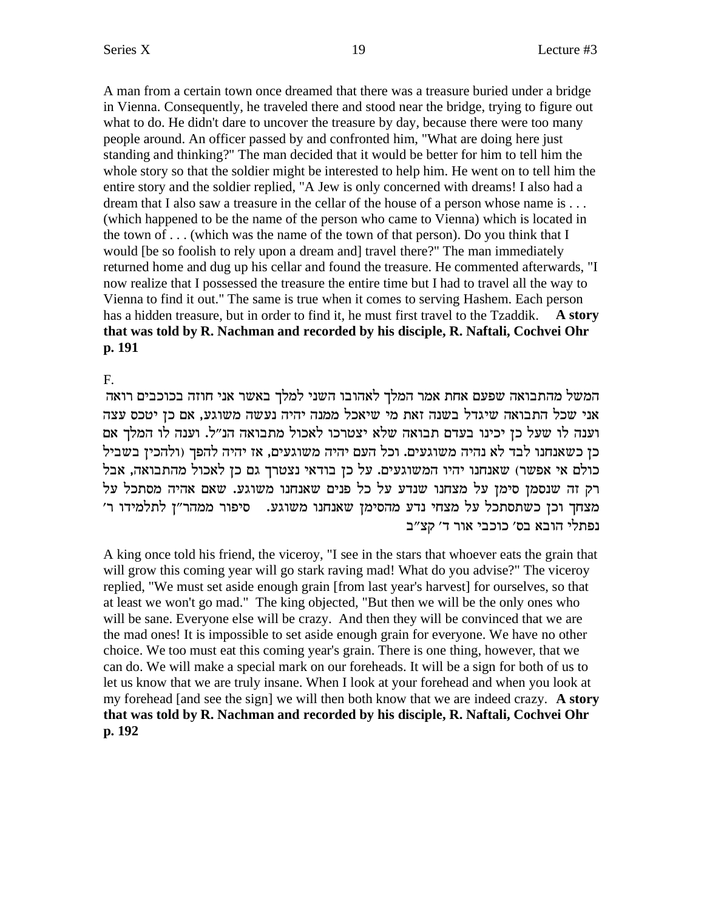A man from a certain town once dreamed that there was a treasure buried under a bridge in Vienna. Consequently, he traveled there and stood near the bridge, trying to figure out what to do. He didn't dare to uncover the treasure by day, because there were too many people around. An officer passed by and confronted him, "What are doing here just standing and thinking?" The man decided that it would be better for him to tell him the whole story so that the soldier might be interested to help him. He went on to tell him the entire story and the soldier replied, "A Jew is only concerned with dreams! I also had a dream that I also saw a treasure in the cellar of the house of a person whose name is . . . (which happened to be the name of the person who came to Vienna) which is located in the town of . . . (which was the name of the town of that person). Do you think that I would [be so foolish to rely upon a dream and] travel there?" The man immediately returned home and dug up his cellar and found the treasure. He commented afterwards, "I now realize that I possessed the treasure the entire time but I had to travel all the way to Vienna to find it out." The same is true when it comes to serving Hashem. Each person has a hidden treasure, but in order to find it, he must first travel to the Tzaddik. **A story that was told by R. Nachman and recorded by his disciple, R. Naftali, Cochvei Ohr p. 191**

F.

המשל מהתבואה שפעם אחת אמר המלך לאהובו השני למלך באשר אני חוזה בכוכבים רואה אני שכל התבואה שיגדל בשנה זאת מי שיאכל ממנה יהיה נעשה משוגע, אם כן יטכס עצה וענה לו שעל כן יכינו בעדם תבואה שלא יצטרכו לאכול מתבואה הנ"ל. וענה לו המלך אם כן כשאנחנו לבד לא נהיה משוגעים. וכל העם יהיה משוגעים, אז יהיה להפך (ולהכין בשביל כולם אי אפשר) שאנחנו יהיו המשוגעים. על כן בודאי נצטרך גם כן לאכול מהתבואה, אבל רק זה שנסמן סימן על מצחנו שנדע על כל פנים שאנחנו משוגע. שאם אהיה מסתכל על מצחך וכן כשתסתכל על מצחי נדע מהסימן שאנחנו משוגע. סיפור ממהר"ן לתלמידו ר' נפתלי הובא בס' כוכבי אור ד' קצ"ב

A king once told his friend, the viceroy, "I see in the stars that whoever eats the grain that will grow this coming year will go stark raving mad! What do you advise?" The viceroy replied, "We must set aside enough grain [from last year's harvest] for ourselves, so that at least we won't go mad." The king objected, "But then we will be the only ones who will be sane. Everyone else will be crazy. And then they will be convinced that we are the mad ones! It is impossible to set aside enough grain for everyone. We have no other choice. We too must eat this coming year's grain. There is one thing, however, that we can do. We will make a special mark on our foreheads. It will be a sign for both of us to let us know that we are truly insane. When I look at your forehead and when you look at my forehead [and see the sign] we will then both know that we are indeed crazy. **A story that was told by R. Nachman and recorded by his disciple, R. Naftali, Cochvei Ohr p. 192**